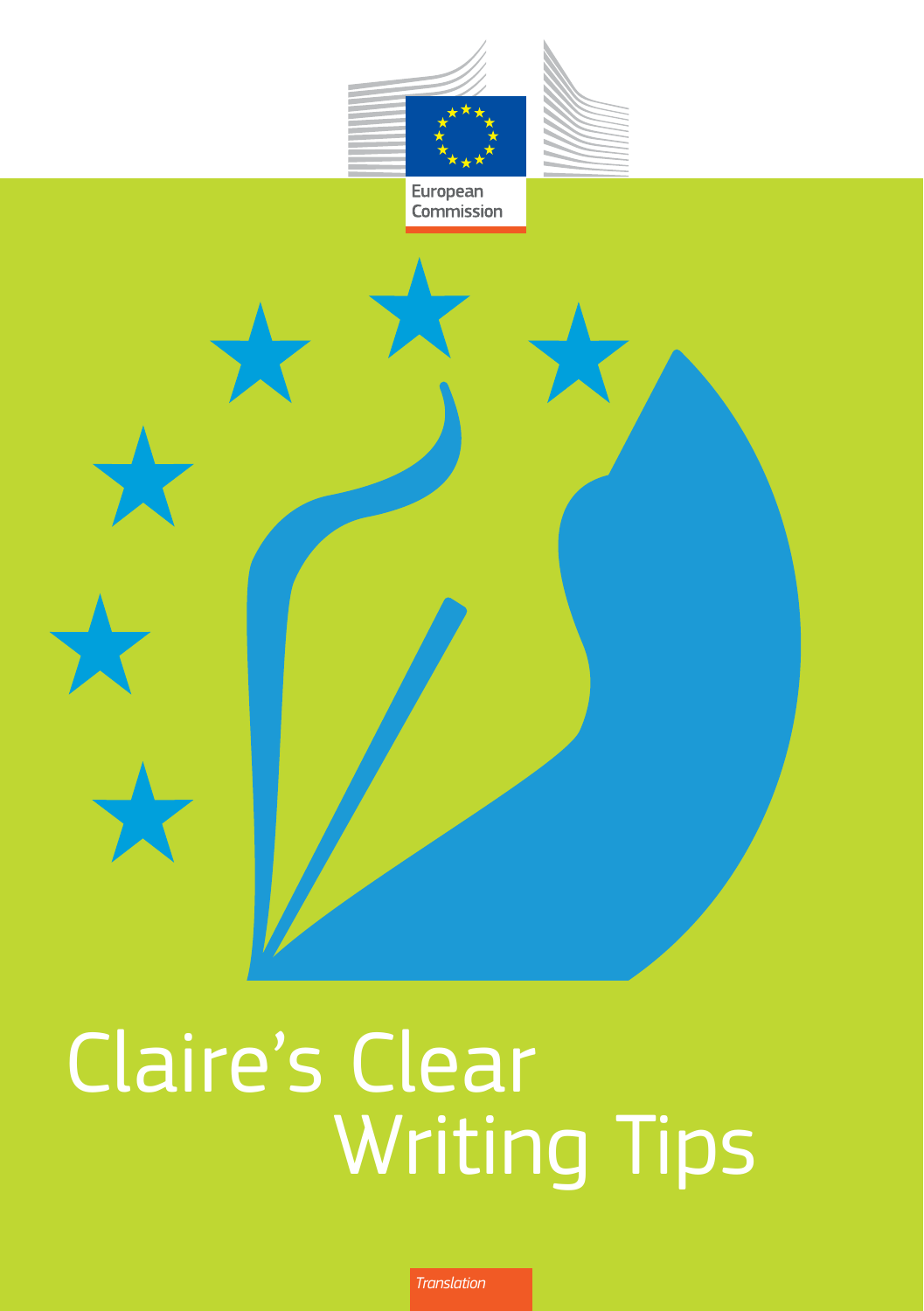European Commission

# Claire's Clear Writing Tips

*Translation*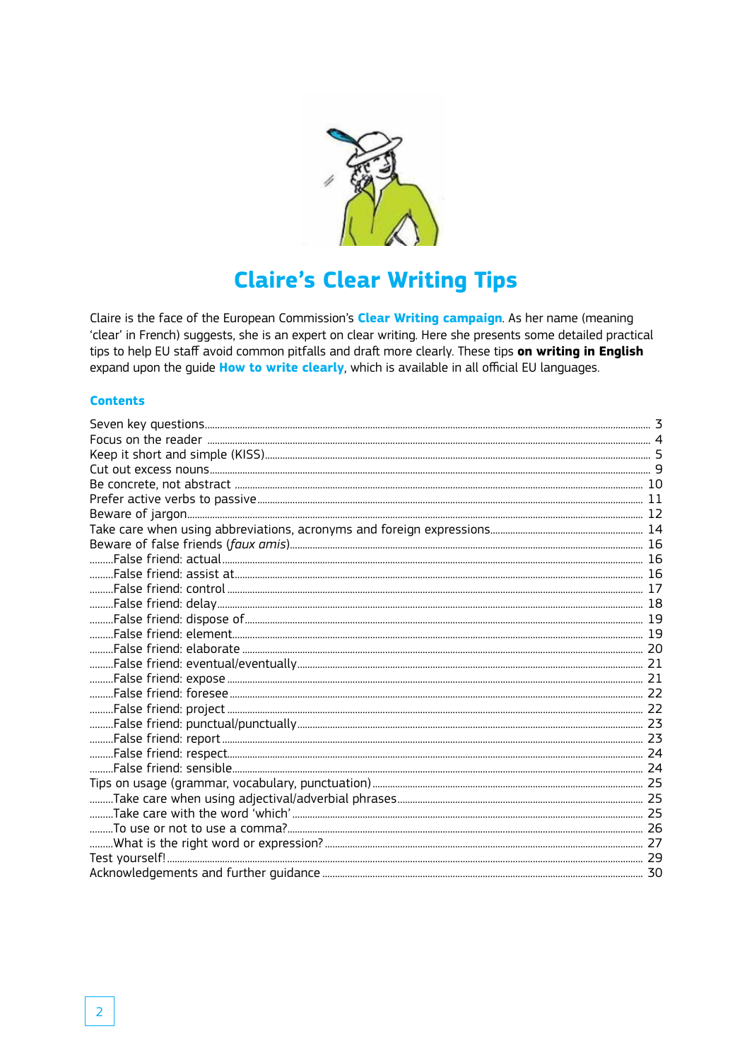# Claire's Clear Writing Tips

Claire is the face of the European Commission's **Clear Writing campaign**. As her name (meaning 'clear' in French) suggests, she is an expert on clear writing. Here she presents some detailed practical tips to help EU staff avoid common pitfalls and draft more clearly. These tips **on writing in English** expand upon the guide **How to write clearly**, which is available in all official EU languages.

## Contents

- Seven key questions ..... 3
- Focus on the reader ..... 4
- Keep it short and simple (KISS) ..... 5
- Cut out excess nouns ..... 9
- Be concrete, not abstract ..... 10
- Prefer active verbs to passive ..... 11
- Beware of jargon ..... 12
- Take care when using abbreviations, acronyms and foreign expressions ..... 14
- Beware of false friends (*faux amis*) ..... 16
  - False friend: actual ..... 16
  - False friend: assist at ..... 16
  - False friend: control ..... 17
  - False friend: delay ..... 18
  - False friend: dispose of ..... 19
  - False friend: element ..... 19
  - False friend: elaborate ..... 20
  - False friend: eventual/eventually ..... 21
  - False friend: expose ..... 21
  - False friend: foresee ..... 22
  - False friend: project ..... 22
  - False friend: punctual/punctually ..... 23
  - False friend: report ..... 23
  - False friend: respect ..... 24
  - False friend: sensible ..... 24
- Tips on usage (grammar, vocabulary, punctuation) ..... 25
  - Take care when using adjectival/adverbial phrases ..... 25
  - Take care with the word 'which' ..... 25
  - To use or not to use a comma? ..... 26
  - What is the right word or expression? ..... 27
- Test yourself! ..... 29
- Acknowledgements and further guidance ..... 30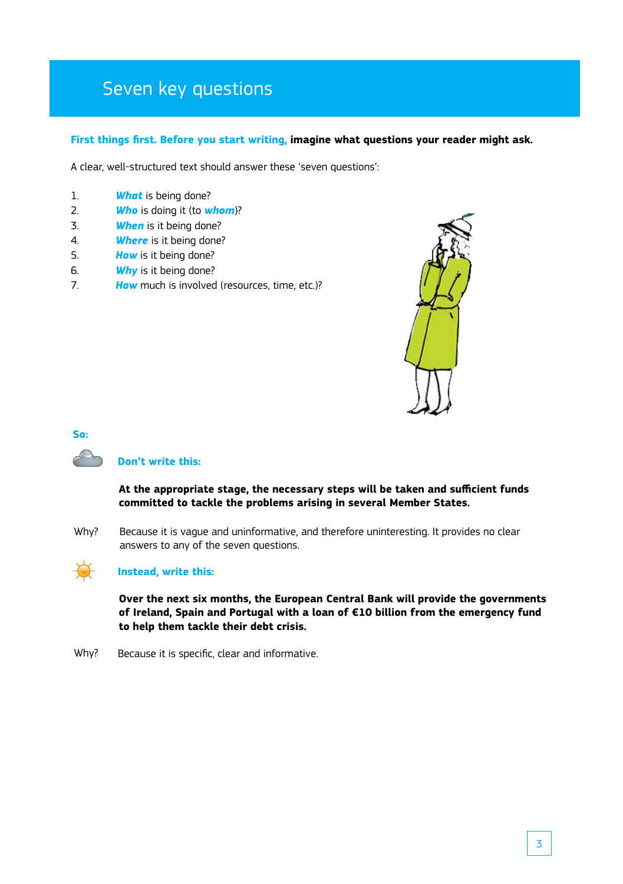# Seven key questions

**First things first. Before you start writing, imagine what questions your reader might ask.**

A clear, well-structured text should answer these 'seven questions':

1. ***What*** is being done?
2. ***Who*** is doing it (to ***whom***)?
3. ***When*** is it being done?
4. ***Where*** is it being done?
5. ***How*** is it being done?
6. ***Why*** is it being done?
7. ***How*** much is involved (resources, time, etc.)?

**So:**

**Don't write this:**

**At the appropriate stage, the necessary steps will be taken and sufficient funds committed to tackle the problems arising in several Member States.**

Why? Because it is vague and uninformative, and therefore uninteresting. It provides no clear answers to any of the seven questions.

**Instead, write this:**

**Over the next six months, the European Central Bank will provide the governments of Ireland, Spain and Portugal with a loan of €10 billion from the emergency fund to help them tackle their debt crisis.**

Why? Because it is specific, clear and informative.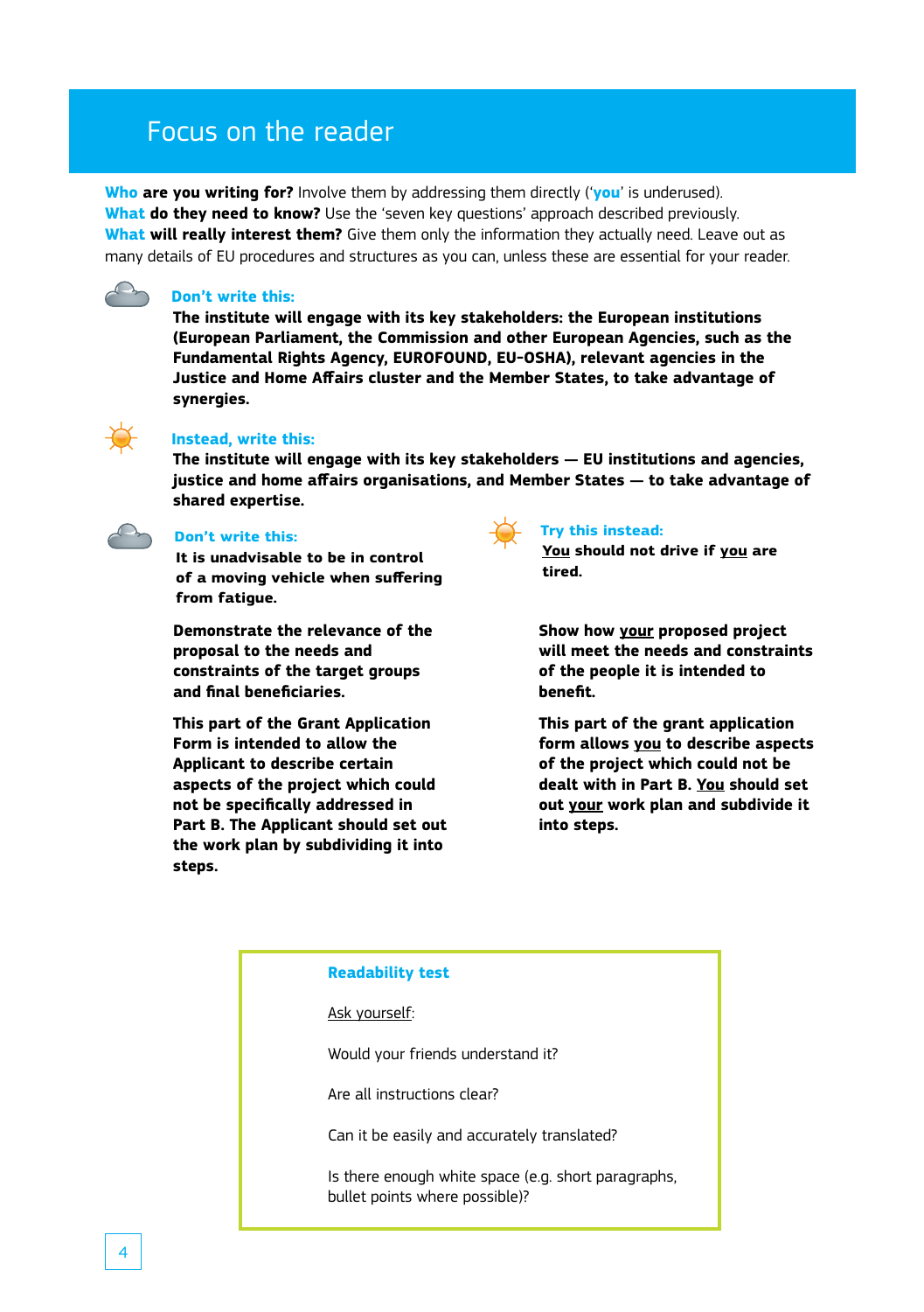# Focus on the reader

**Who are you writing for?** Involve them by addressing them directly ('**you**' is underused).
**What do they need to know?** Use the 'seven key questions' approach described previously.
**What will really interest them?** Give them only the information they actually need. Leave out as many details of EU procedures and structures as you can, unless these are essential for your reader.

**Don't write this:**

**The institute will engage with its key stakeholders: the European institutions (European Parliament, the Commission and other European Agencies, such as the Fundamental Rights Agency, EUROFOUND, EU-OSHA), relevant agencies in the Justice and Home Affairs cluster and the Member States, to take advantage of synergies.**

**Instead, write this:**

**The institute will engage with its key stakeholders — EU institutions and agencies, justice and home affairs organisations, and Member States — to take advantage of shared expertise.**

**Don't write this:**

**It is unadvisable to be in control of a moving vehicle when suffering from fatigue.**

**Demonstrate the relevance of the proposal to the needs and constraints of the target groups and final beneficiaries.**

**This part of the Grant Application Form is intended to allow the Applicant to describe certain aspects of the project which could not be specifically addressed in Part B. The Applicant should set out the work plan by subdividing it into steps.**

**Try this instead:**

**<u>You</u> should not drive if <u>you</u> are tired.**

**Show how <u>your</u> proposed project will meet the needs and constraints of the people it is intended to benefit.**

**This part of the grant application form allows <u>you</u> to describe aspects of the project which could not be dealt with in Part B. <u>You</u> should set out <u>your</u> work plan and subdivide it into steps.**

**Readability test**

<u>Ask yourself</u>:

Would your friends understand it?

Are all instructions clear?

Can it be easily and accurately translated?

Is there enough white space (e.g. short paragraphs, bullet points where possible)?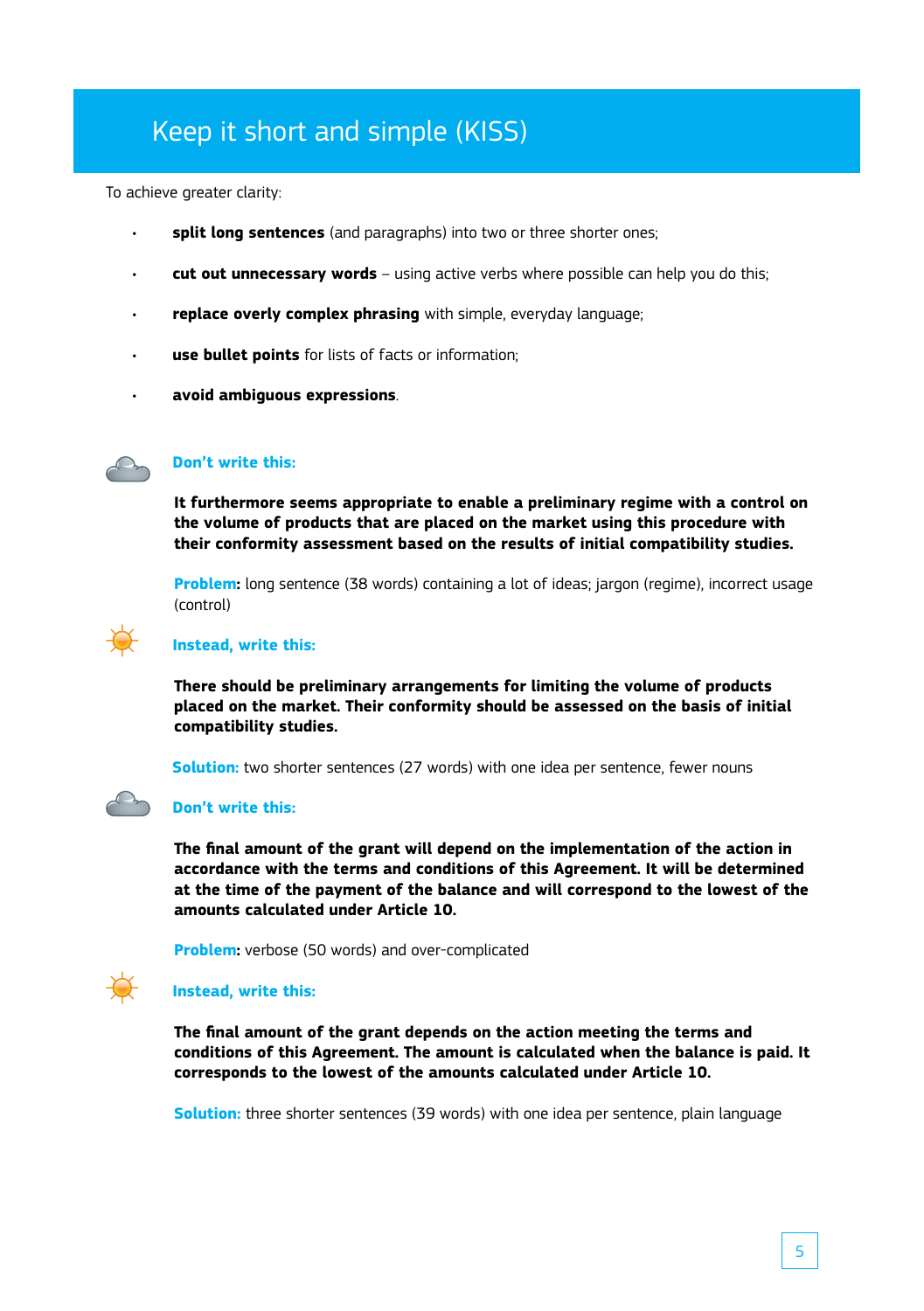# Keep it short and simple (KISS)

To achieve greater clarity:

- **split long sentences** (and paragraphs) into two or three shorter ones;
- **cut out unnecessary words** – using active verbs where possible can help you do this;
- **replace overly complex phrasing** with simple, everyday language;
- **use bullet points** for lists of facts or information;
- **avoid ambiguous expressions**.

**Don't write this:**

**It furthermore seems appropriate to enable a preliminary regime with a control on the volume of products that are placed on the market using this procedure with their conformity assessment based on the results of initial compatibility studies.**

**Problem:** long sentence (38 words) containing a lot of ideas; jargon (regime), incorrect usage (control)

**Instead, write this:**

**There should be preliminary arrangements for limiting the volume of products placed on the market. Their conformity should be assessed on the basis of initial compatibility studies.**

**Solution:** two shorter sentences (27 words) with one idea per sentence, fewer nouns

**Don't write this:**

**The final amount of the grant will depend on the implementation of the action in accordance with the terms and conditions of this Agreement. It will be determined at the time of the payment of the balance and will correspond to the lowest of the amounts calculated under Article 10.**

**Problem:** verbose (50 words) and over-complicated

**Instead, write this:**

**The final amount of the grant depends on the action meeting the terms and conditions of this Agreement. The amount is calculated when the balance is paid. It corresponds to the lowest of the amounts calculated under Article 10.**

**Solution:** three shorter sentences (39 words) with one idea per sentence, plain language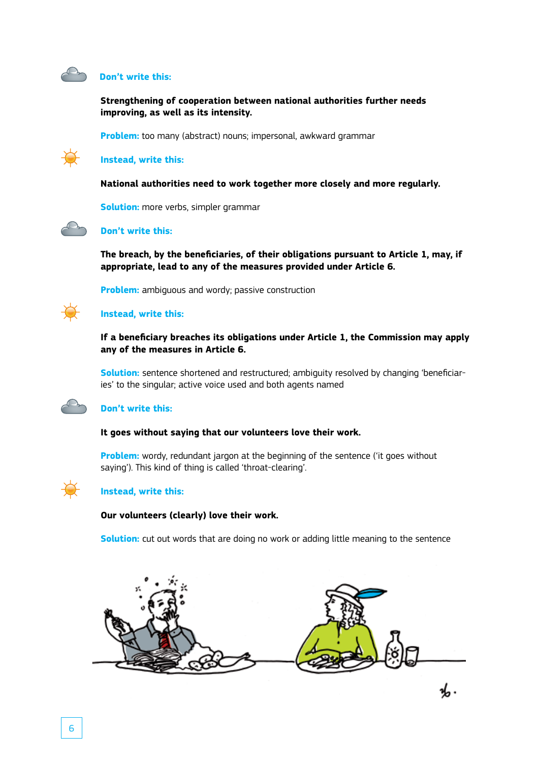**Don't write this:**

**Strengthening of cooperation between national authorities further needs improving, as well as its intensity.**

**Problem:** too many (abstract) nouns; impersonal, awkward grammar

**Instead, write this:**

**National authorities need to work together more closely and more regularly.**

**Solution:** more verbs, simpler grammar

**Don't write this:**

**The breach, by the beneficiaries, of their obligations pursuant to Article 1, may, if appropriate, lead to any of the measures provided under Article 6.**

**Problem:** ambiguous and wordy; passive construction

**Instead, write this:**

**If a beneficiary breaches its obligations under Article 1, the Commission may apply any of the measures in Article 6.**

**Solution:** sentence shortened and restructured; ambiguity resolved by changing 'beneficiaries' to the singular; active voice used and both agents named

**Don't write this:**

**It goes without saying that our volunteers love their work.**

**Problem:** wordy, redundant jargon at the beginning of the sentence ('it goes without saying'). This kind of thing is called 'throat-clearing'.

**Instead, write this:**

**Our volunteers (clearly) love their work.**

**Solution:** cut out words that are doing no work or adding little meaning to the sentence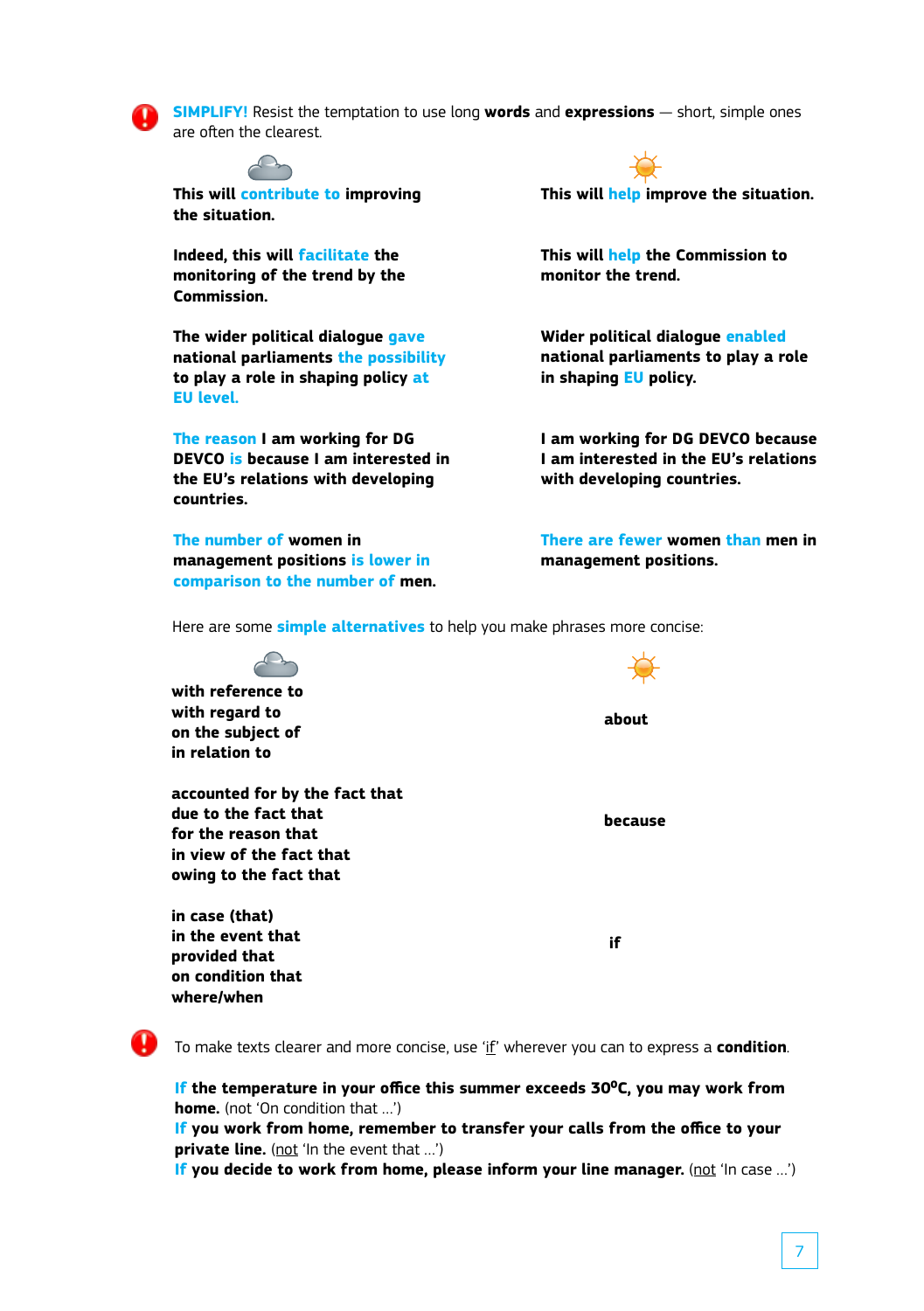**SIMPLIFY!** Resist the temptation to use long **words** and **expressions** — short, simple ones are often the clearest.

| | |
|---|---|
| **This will contribute to improving the situation.** | **This will help improve the situation.** |
| **Indeed, this will facilitate the monitoring of the trend by the Commission.** | **This will help the Commission to monitor the trend.** |
| **The wider political dialogue gave national parliaments the possibility to play a role in shaping policy at EU level.** | **Wider political dialogue enabled national parliaments to play a role in shaping EU policy.** |
| **The reason I am working for DG DEVCO is because I am interested in the EU's relations with developing countries.** | **I am working for DG DEVCO because I am interested in the EU's relations with developing countries.** |
| **The number of women in management positions is lower in comparison to the number of men.** | **There are fewer women than men in management positions.** |

Here are some **simple alternatives** to help you make phrases more concise:

| | |
|---|---|
| **with reference to**<br>**with regard to**<br>**on the subject of**<br>**in relation to** | **about** |
| **accounted for by the fact that**<br>**due to the fact that**<br>**for the reason that**<br>**in view of the fact that**<br>**owing to the fact that** | **because** |
| **in case (that)**<br>**in the event that**<br>**provided that**<br>**on condition that**<br>**where/when** | **if** |

To make texts clearer and more concise, use 'if' wherever you can to express a **condition**.

**If the temperature in your office this summer exceeds 30°C, you may work from home.** (not 'On condition that …')
**If you work from home, remember to transfer your calls from the office to your private line.** (not 'In the event that …')
**If you decide to work from home, please inform your line manager.** (not 'In case …')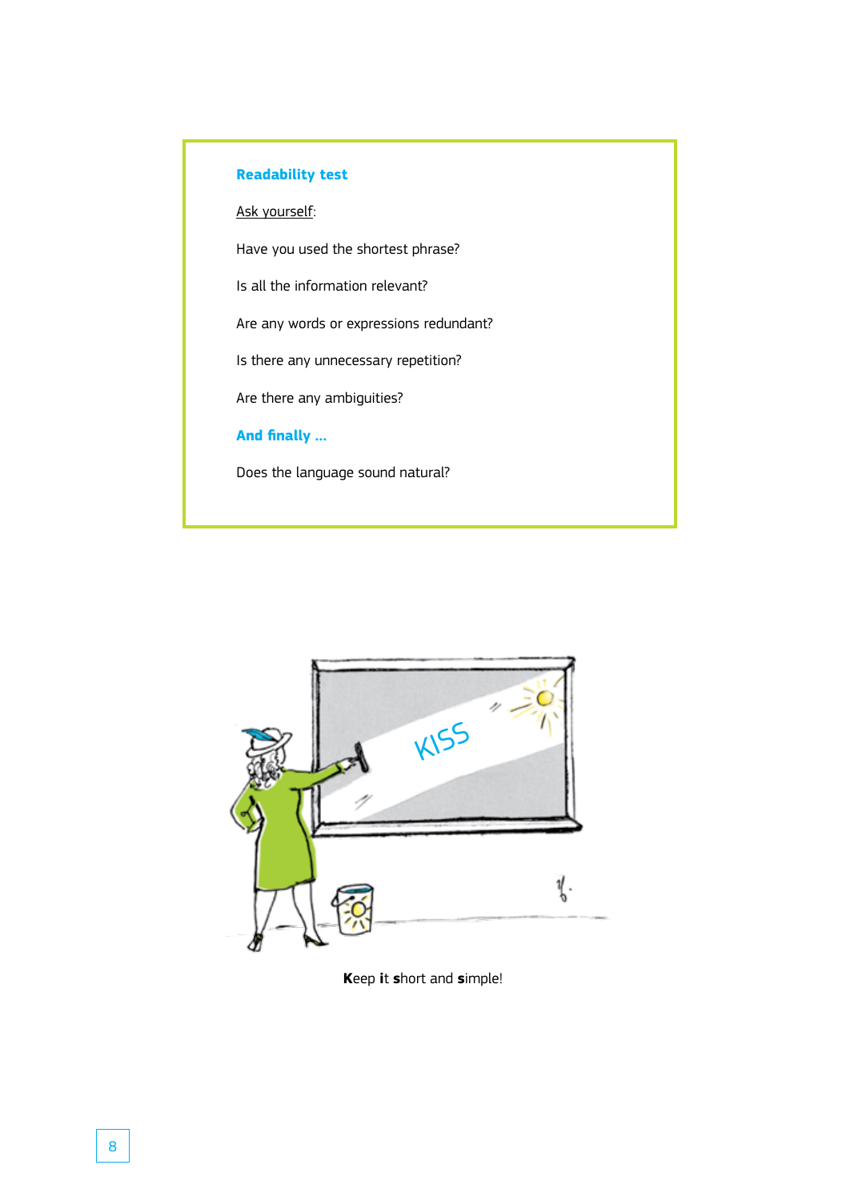### Readability test

<u>Ask yourself</u>:

Have you used the shortest phrase?

Is all the information relevant?

Are any words or expressions redundant?

Is there any unnecessary repetition?

Are there any ambiguities?

### And finally ...

Does the language sound natural?

**K**eep **i**t **s**hort and **s**imple!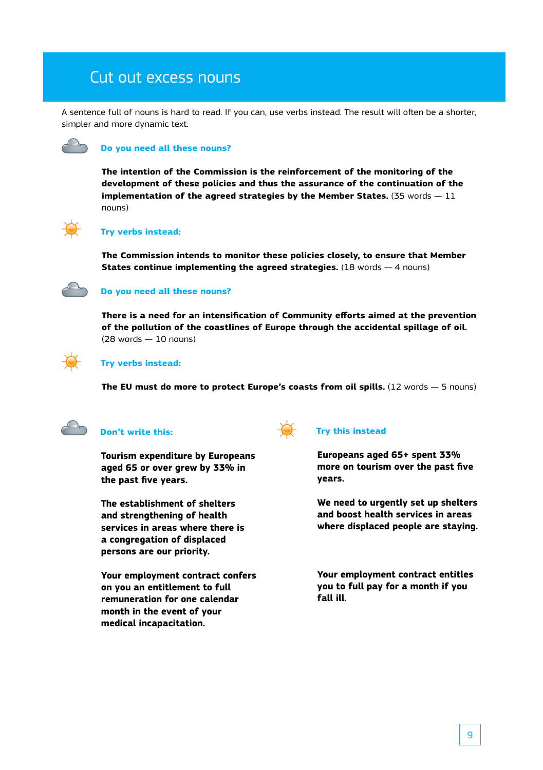# Cut out excess nouns

A sentence full of nouns is hard to read. If you can, use verbs instead. The result will often be a shorter, simpler and more dynamic text.

### Do you need all these nouns?

**The intention of the Commission is the reinforcement of the monitoring of the development of these policies and thus the assurance of the continuation of the implementation of the agreed strategies by the Member States.** (35 words — 11 nouns)

### Try verbs instead:

**The Commission intends to monitor these policies closely, to ensure that Member States continue implementing the agreed strategies.** (18 words — 4 nouns)

### Do you need all these nouns?

**There is a need for an intensification of Community efforts aimed at the prevention of the pollution of the coastlines of Europe through the accidental spillage of oil.** (28 words — 10 nouns)

### Try verbs instead:

**The EU must do more to protect Europe's coasts from oil spills.** (12 words — 5 nouns)

| Don't write this: | Try this instead |
|---|---|
| **Tourism expenditure by Europeans aged 65 or over grew by 33% in the past five years.** | **Europeans aged 65+ spent 33% more on tourism over the past five years.** |
| **The establishment of shelters and strengthening of health services in areas where there is a congregation of displaced persons are our priority.** | **We need to urgently set up shelters and boost health services in areas where displaced people are staying.** |
| **Your employment contract confers on you an entitlement to full remuneration for one calendar month in the event of your medical incapacitation.** | **Your employment contract entitles you to full pay for a month if you fall ill.** |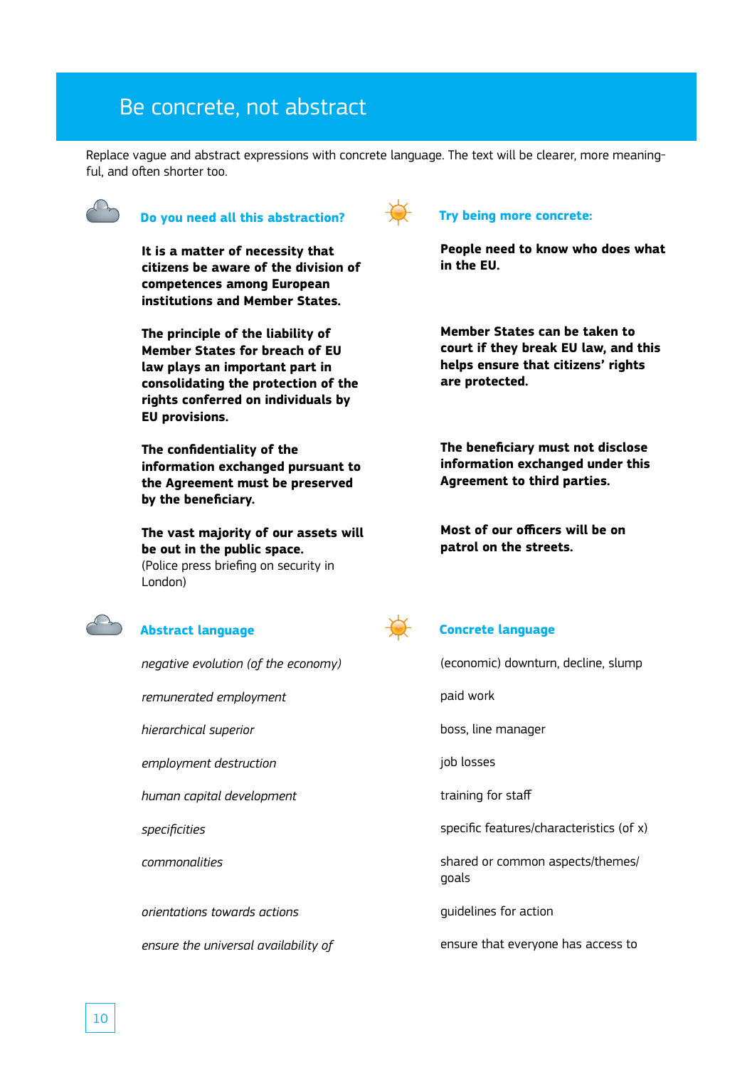## Be concrete, not abstract

Replace vague and abstract expressions with concrete language. The text will be clearer, more meaningful, and often shorter too.

| Do you need all this abstraction? | Try being more concrete: |
| --- | --- |
| **It is a matter of necessity that citizens be aware of the division of competences among European institutions and Member States.** | **People need to know who does what in the EU.** |
| **The principle of the liability of Member States for breach of EU law plays an important part in consolidating the protection of the rights conferred on individuals by EU provisions.** | **Member States can be taken to court if they break EU law, and this helps ensure that citizens' rights are protected.** |
| **The confidentiality of the information exchanged pursuant to the Agreement must be preserved by the beneficiary.** | **The beneficiary must not disclose information exchanged under this Agreement to third parties.** |
| **The vast majority of our assets will be out in the public space.** (Police press briefing on security in London) | **Most of our officers will be on patrol on the streets.** |

| Abstract language | Concrete language |
| --- | --- |
| *negative evolution (of the economy)* | (economic) downturn, decline, slump |
| *remunerated employment* | paid work |
| *hierarchical superior* | boss, line manager |
| *employment destruction* | job losses |
| *human capital development* | training for staff |
| *specificities* | specific features/characteristics (of x) |
| *commonalities* | shared or common aspects/themes/goals |
| *orientations towards actions* | guidelines for action |
| *ensure the universal availability of* | ensure that everyone has access to |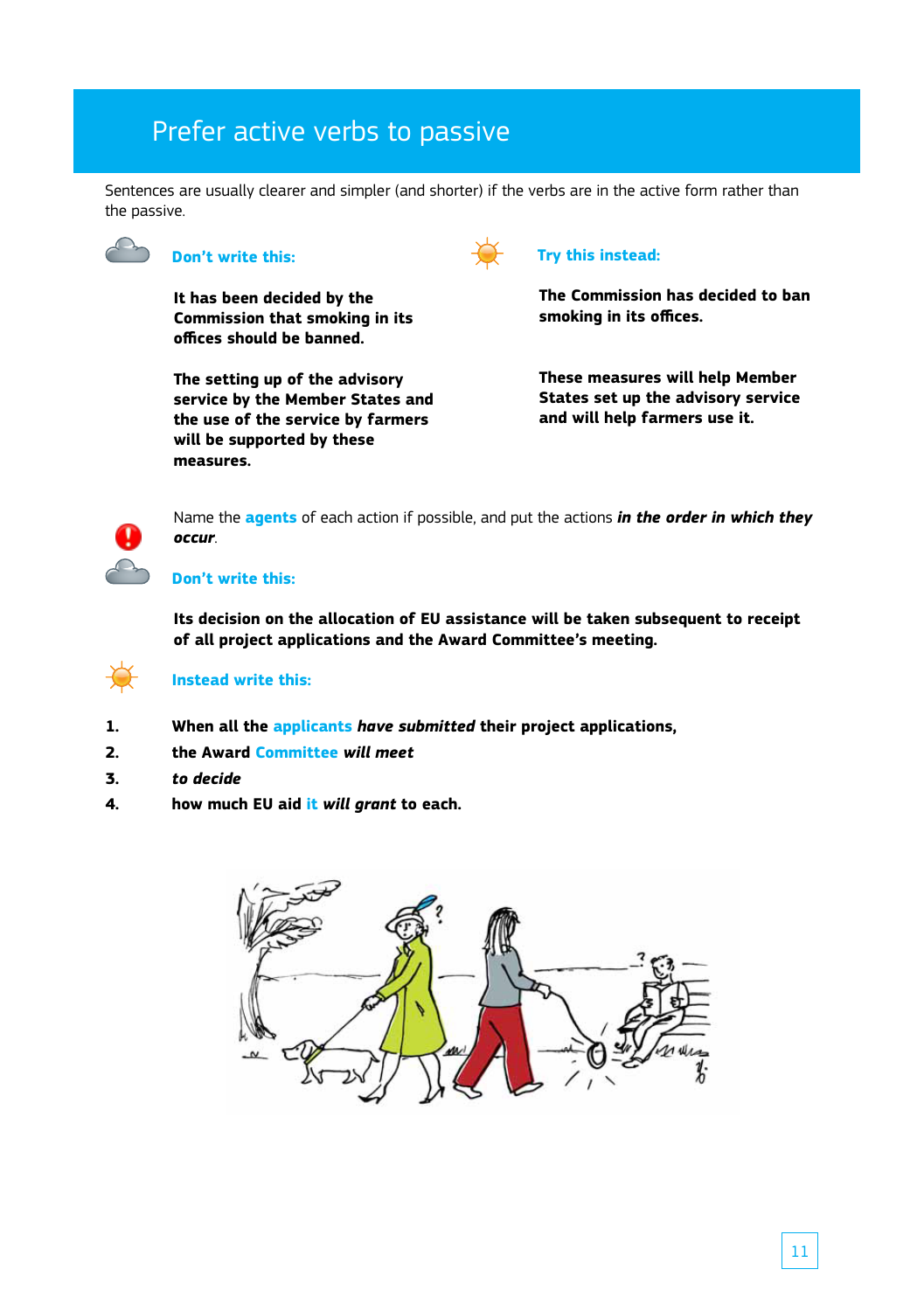# Prefer active verbs to passive

Sentences are usually clearer and simpler (and shorter) if the verbs are in the active form rather than the passive.

**Don't write this:**

**It has been decided by the Commission that smoking in its offices should be banned.**

**The setting up of the advisory service by the Member States and the use of the service by farmers will be supported by these measures.**

**Try this instead:**

**The Commission has decided to ban smoking in its offices.**

**These measures will help Member States set up the advisory service and will help farmers use it.**

Name the **agents** of each action if possible, and put the actions ***in the order in which they occur***.

**Don't write this:**

**Its decision on the allocation of EU assistance will be taken subsequent to receipt of all project applications and the Award Committee's meeting.**

**Instead write this:**

1. **When all the applicants *have submitted* their project applications,**
2. **the Award Committee *will meet***
3. ***to decide***
4. **how much EU aid it *will grant* to each.**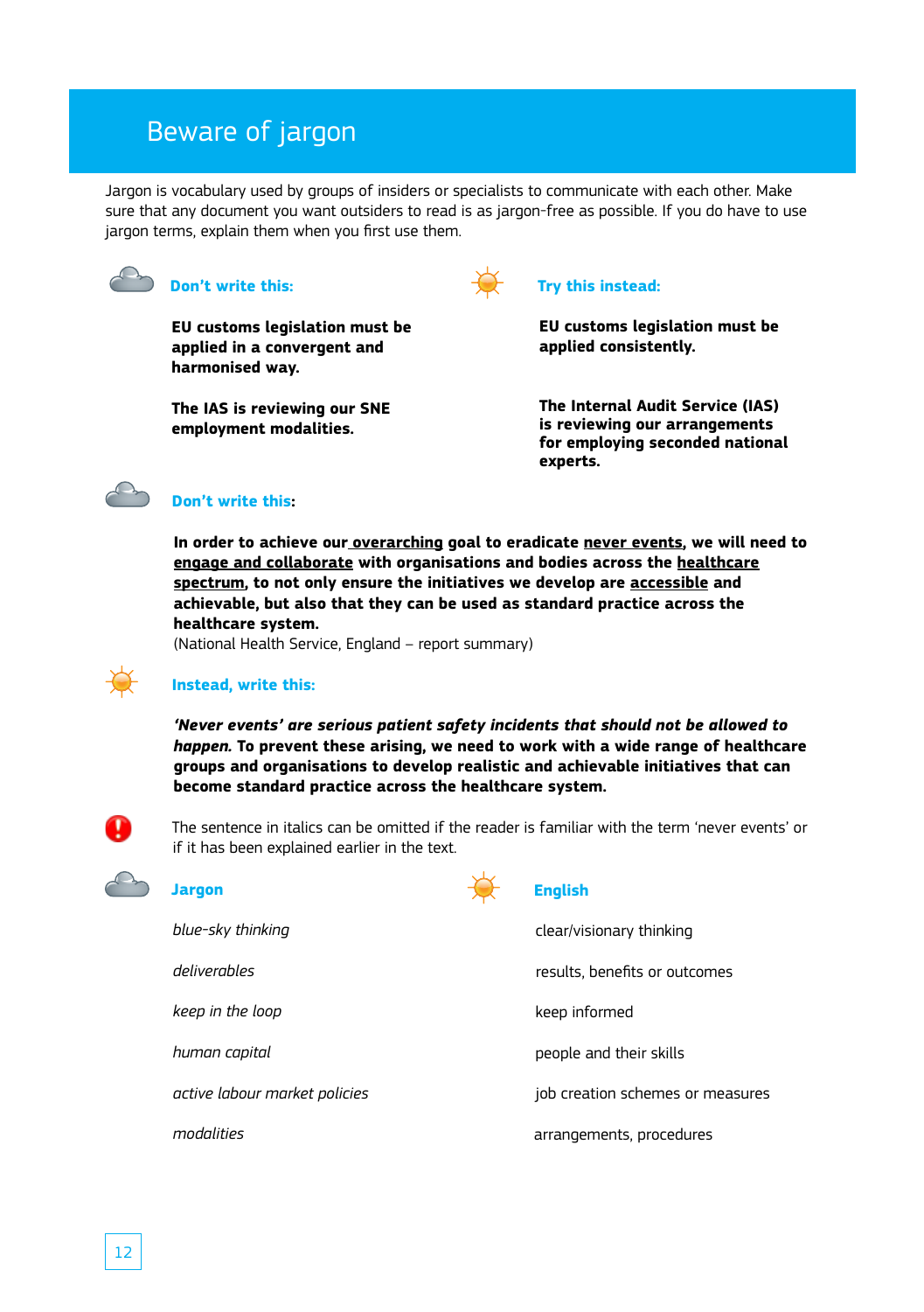# Beware of jargon

Jargon is vocabulary used by groups of insiders or specialists to communicate with each other. Make sure that any document you want outsiders to read is as jargon-free as possible. If you do have to use jargon terms, explain them when you first use them.

| Don't write this: | Try this instead: |
| --- | --- |
| **EU customs legislation must be applied in a convergent and harmonised way.** | **EU customs legislation must be applied consistently.** |
| **The IAS is reviewing our SNE employment modalities.** | **The Internal Audit Service (IAS) is reviewing our arrangements for employing seconded national experts.** |

**Don't write this:**

**In order to achieve our <u>overarching</u> goal to eradicate <u>never events</u>, we will need to <u>engage and collaborate</u> with organisations and bodies across the <u>healthcare spectrum</u>, to not only ensure the initiatives we develop are <u>accessible</u> and achievable, but also that they can be used as standard practice across the healthcare system.**
(National Health Service, England – report summary)

**Instead, write this:**

***'Never events' are serious patient safety incidents that should not be allowed to happen.*** **To prevent these arising, we need to work with a wide range of healthcare groups and organisations to develop realistic and achievable initiatives that can become standard practice across the healthcare system.**

The sentence in italics can be omitted if the reader is familiar with the term 'never events' or if it has been explained earlier in the text.

| Jargon | English |
| --- | --- |
| *blue-sky thinking* | clear/visionary thinking |
| *deliverables* | results, benefits or outcomes |
| *keep in the loop* | keep informed |
| *human capital* | people and their skills |
| *active labour market policies* | job creation schemes or measures |
| *modalities* | arrangements, procedures |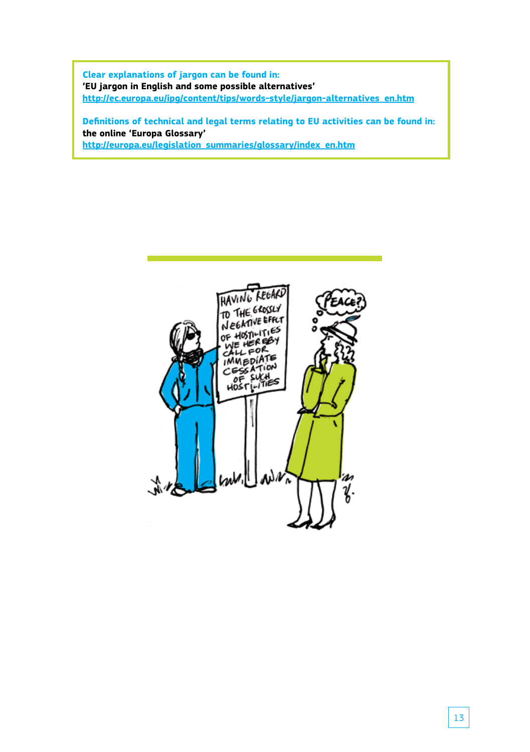**Clear explanations of jargon can be found in:**
**'EU jargon in English and some possible alternatives'**
http://ec.europa.eu/ipg/content/tips/words-style/jargon-alternatives_en.htm

**Definitions of technical and legal terms relating to EU activities can be found in:**
**the online 'Europa Glossary'**
http://europa.eu/legislation_summaries/glossary/index_en.htm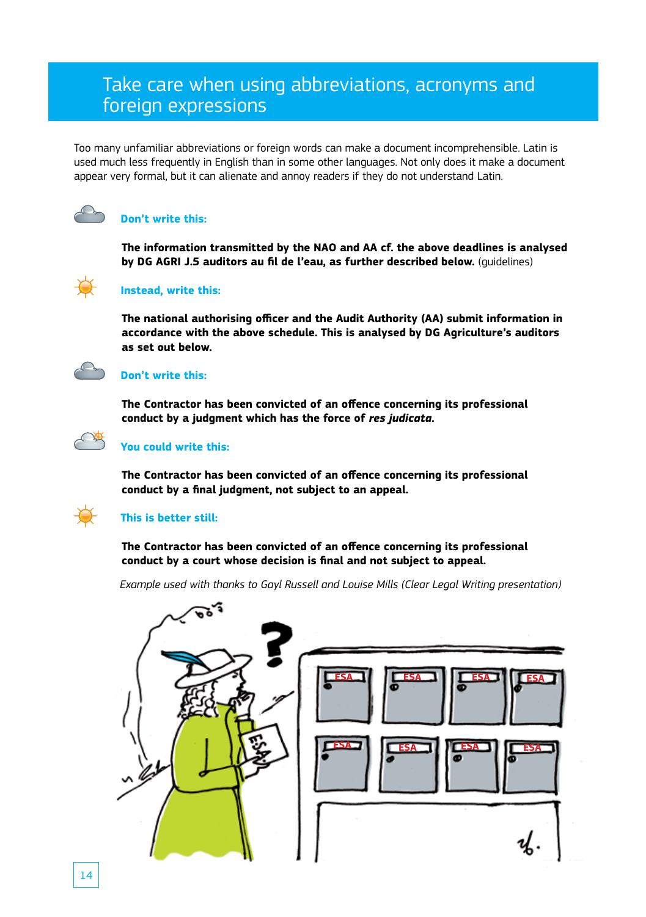# Take care when using abbreviations, acronyms and foreign expressions

Too many unfamiliar abbreviations or foreign words can make a document incomprehensible. Latin is used much less frequently in English than in some other languages. Not only does it make a document appear very formal, but it can alienate and annoy readers if they do not understand Latin.

**Don't write this:**

**The information transmitted by the NAO and AA cf. the above deadlines is analysed by DG AGRI J.5 auditors au fil de l'eau, as further described below.** (guidelines)

**Instead, write this:**

**The national authorising officer and the Audit Authority (AA) submit information in accordance with the above schedule. This is analysed by DG Agriculture's auditors as set out below.**

**Don't write this:**

**The Contractor has been convicted of an offence concerning its professional conduct by a judgment which has the force of *res judicata*.**

**You could write this:**

**The Contractor has been convicted of an offence concerning its professional conduct by a final judgment, not subject to an appeal.**

**This is better still:**

**The Contractor has been convicted of an offence concerning its professional conduct by a court whose decision is final and not subject to appeal.**

*Example used with thanks to Gayl Russell and Louise Mills (Clear Legal Writing presentation)*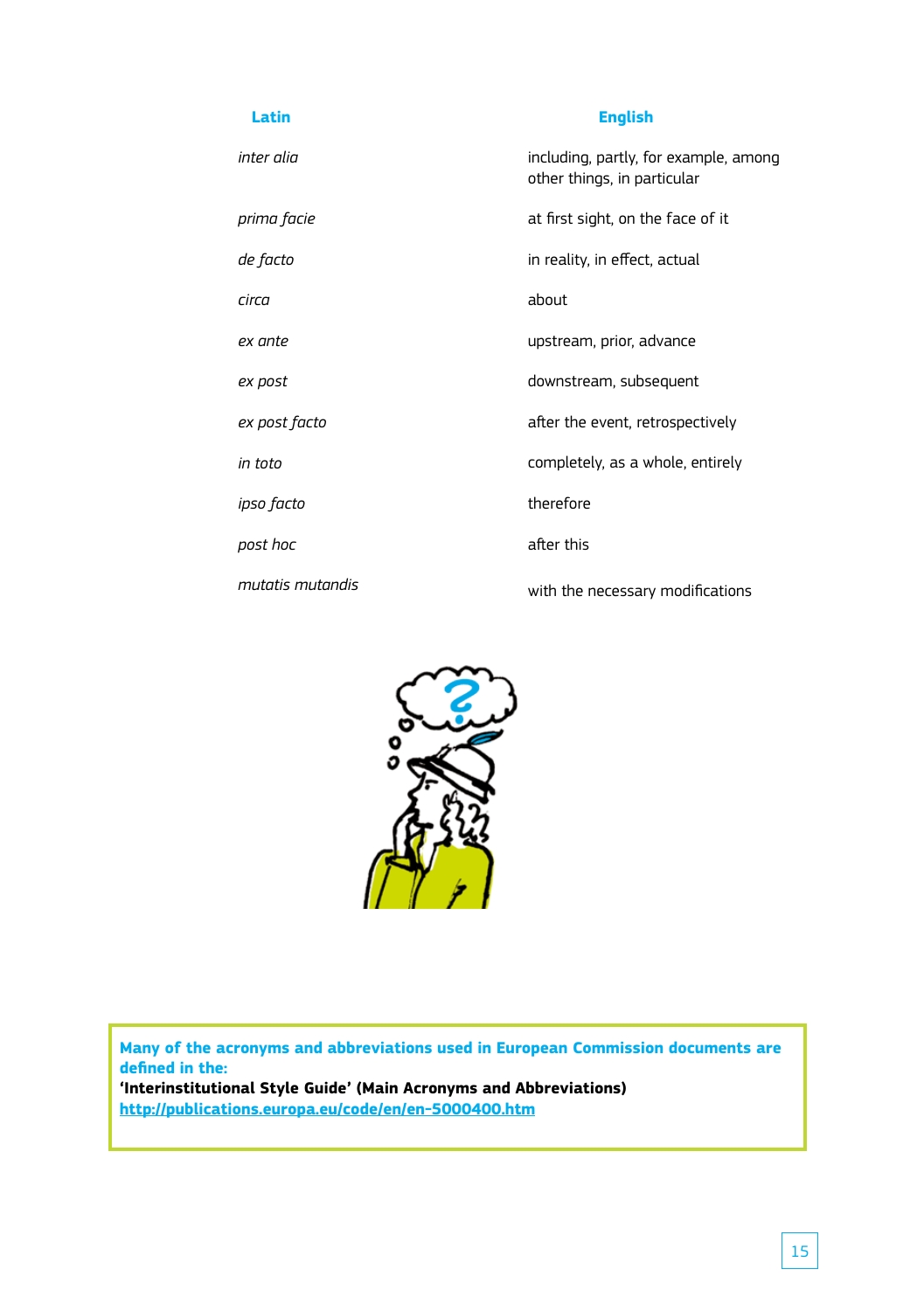| Latin | English |
|---|---|
| *inter alia* | including, partly, for example, among other things, in particular |
| *prima facie* | at first sight, on the face of it |
| *de facto* | in reality, in effect, actual |
| *circa* | about |
| *ex ante* | upstream, prior, advance |
| *ex post* | downstream, subsequent |
| *ex post facto* | after the event, retrospectively |
| *in toto* | completely, as a whole, entirely |
| *ipso facto* | therefore |
| *post hoc* | after this |
| *mutatis mutandis* | with the necessary modifications |

**Many of the acronyms and abbreviations used in European Commission documents are defined in the:**
**'Interinstitutional Style Guide' (Main Acronyms and Abbreviations)**
**http://publications.europa.eu/code/en/en-5000400.htm**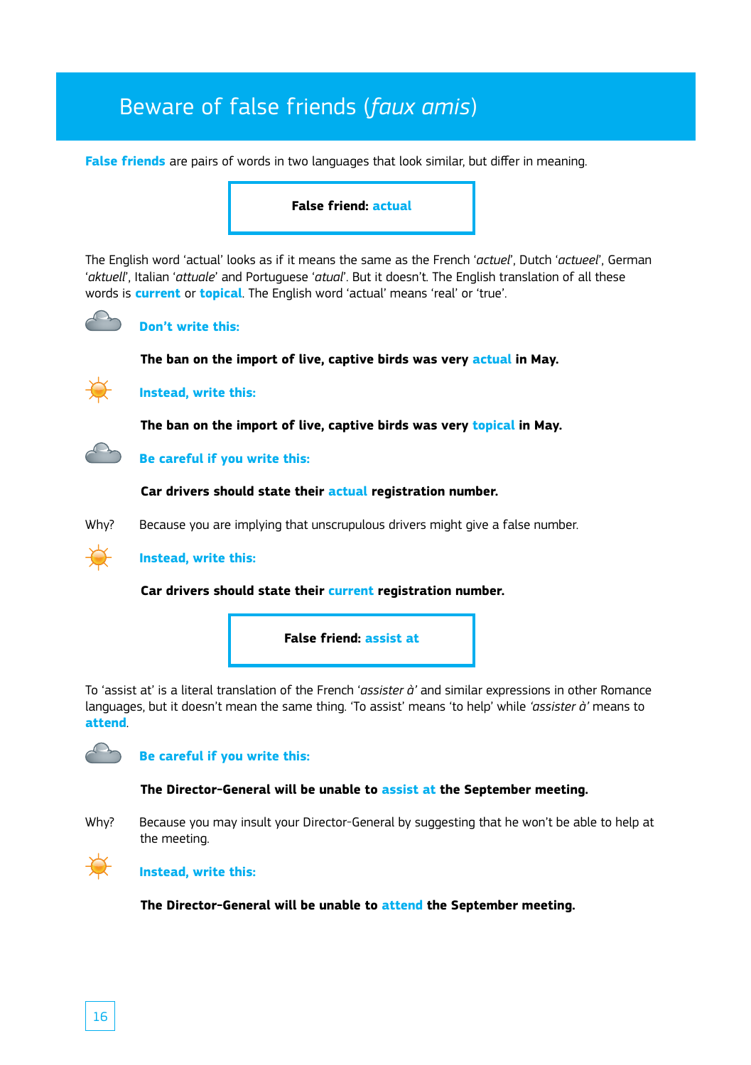# Beware of false friends (*faux amis*)

**False friends** are pairs of words in two languages that look similar, but differ in meaning.

**False friend: actual**

The English word 'actual' looks as if it means the same as the French '*actuel*', Dutch '*actueel*', German '*aktuell*', Italian '*attuale*' and Portuguese '*atual*'. But it doesn't. The English translation of all these words is **current** or **topical**. The English word 'actual' means 'real' or 'true'.

**Don't write this:**

**The ban on the import of live, captive birds was very actual in May.**

**Instead, write this:**

**The ban on the import of live, captive birds was very topical in May.**

**Be careful if you write this:**

**Car drivers should state their actual registration number.**

Why? Because you are implying that unscrupulous drivers might give a false number.

**Instead, write this:**

**Car drivers should state their current registration number.**

**False friend: assist at**

To 'assist at' is a literal translation of the French '*assister à*' and similar expressions in other Romance languages, but it doesn't mean the same thing. 'To assist' means 'to help' while *'assister à'* means to **attend**.

**Be careful if you write this:**

**The Director-General will be unable to assist at the September meeting.**

Why? Because you may insult your Director-General by suggesting that he won't be able to help at the meeting.

**Instead, write this:**

**The Director-General will be unable to attend the September meeting.**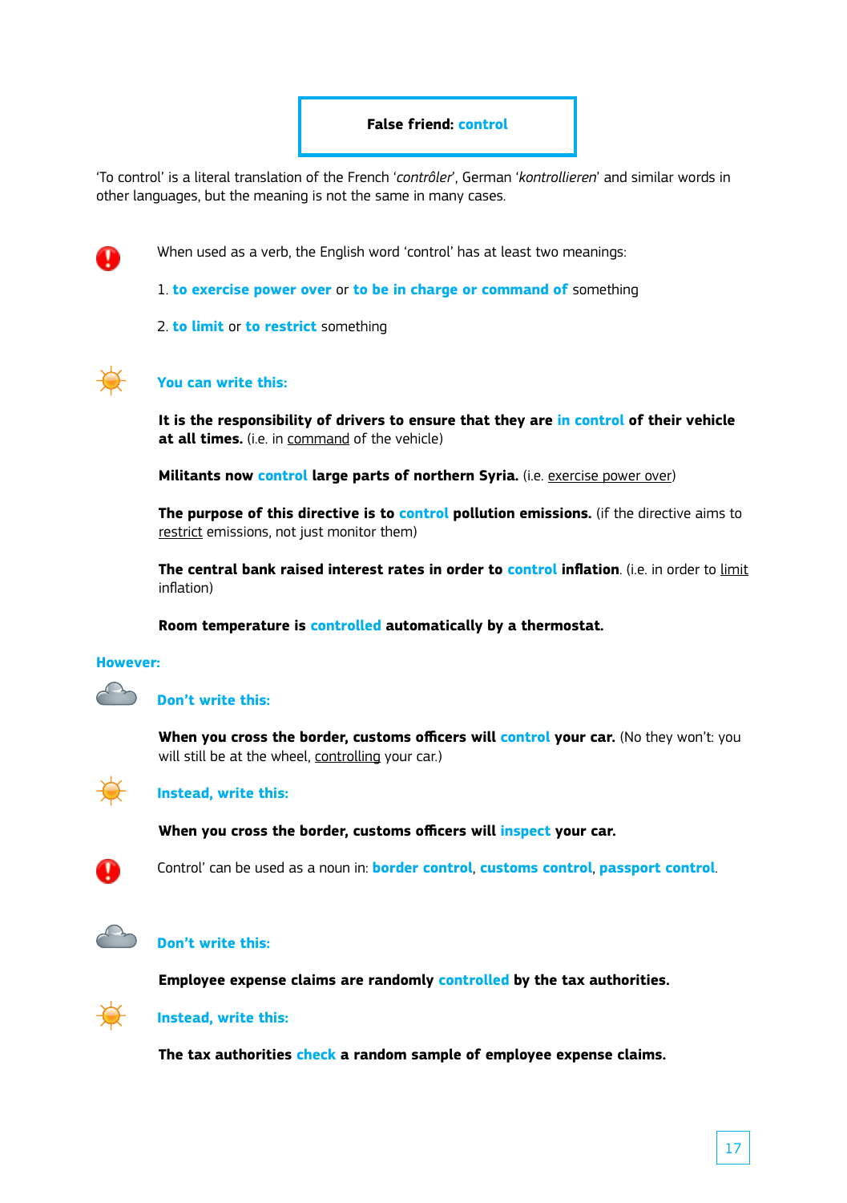## False friend: control

'To control' is a literal translation of the French '*contrôler*', German '*kontrollieren*' and similar words in other languages, but the meaning is not the same in many cases.

When used as a verb, the English word 'control' has at least two meanings:

1. **to exercise power over** or **to be in charge or command of** something

2. **to limit** or **to restrict** something

**You can write this:**

**It is the responsibility of drivers to ensure that they are in control of their vehicle at all times.** (i.e. in command of the vehicle)

**Militants now control large parts of northern Syria.** (i.e. exercise power over)

**The purpose of this directive is to control pollution emissions.** (if the directive aims to restrict emissions, not just monitor them)

**The central bank raised interest rates in order to control inflation**. (i.e. in order to limit inflation)

**Room temperature is controlled automatically by a thermostat.**

**However:**

**Don't write this:**

**When you cross the border, customs officers will control your car.** (No they won't: you will still be at the wheel, controlling your car.)

**Instead, write this:**

**When you cross the border, customs officers will inspect your car.**

Control' can be used as a noun in: **border control**, **customs control**, **passport control**.

**Don't write this:**

**Employee expense claims are randomly controlled by the tax authorities.**

**Instead, write this:**

**The tax authorities check a random sample of employee expense claims.**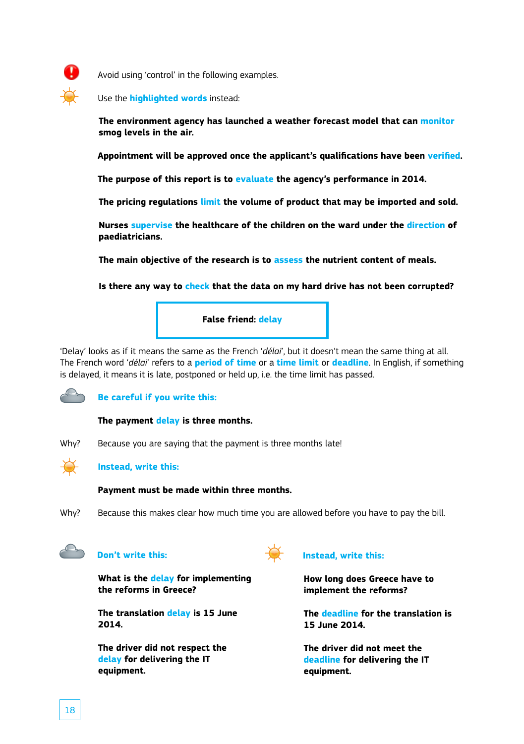Avoid using 'control' in the following examples.

Use the **highlighted words** instead:

**The environment agency has launched a weather forecast model that can monitor smog levels in the air.**

**Appointment will be approved once the applicant's qualifications have been verified.**

**The purpose of this report is to evaluate the agency's performance in 2014.**

**The pricing regulations limit the volume of product that may be imported and sold.**

**Nurses supervise the healthcare of the children on the ward under the direction of paediatricians.**

**The main objective of the research is to assess the nutrient content of meals.**

**Is there any way to check that the data on my hard drive has not been corrupted?**

## False friend: delay

'Delay' looks as if it means the same as the French '*délai*', but it doesn't mean the same thing at all. The French word '*délai*' refers to a **period of time** or a **time limit** or **deadline**. In English, if something is delayed, it means it is late, postponed or held up, i.e. the time limit has passed.

**Be careful if you write this:**

**The payment delay is three months.**

Why? Because you are saying that the payment is three months late!

**Instead, write this:**

**Payment must be made within three months.**

Why? Because this makes clear how much time you are allowed before you have to pay the bill.

| Don't write this: | Instead, write this: |
| --- | --- |
| **What is the delay for implementing the reforms in Greece?** | **How long does Greece have to implement the reforms?** |
| **The translation delay is 15 June 2014.** | **The deadline for the translation is 15 June 2014.** |
| **The driver did not respect the delay for delivering the IT equipment.** | **The driver did not meet the deadline for delivering the IT equipment.** |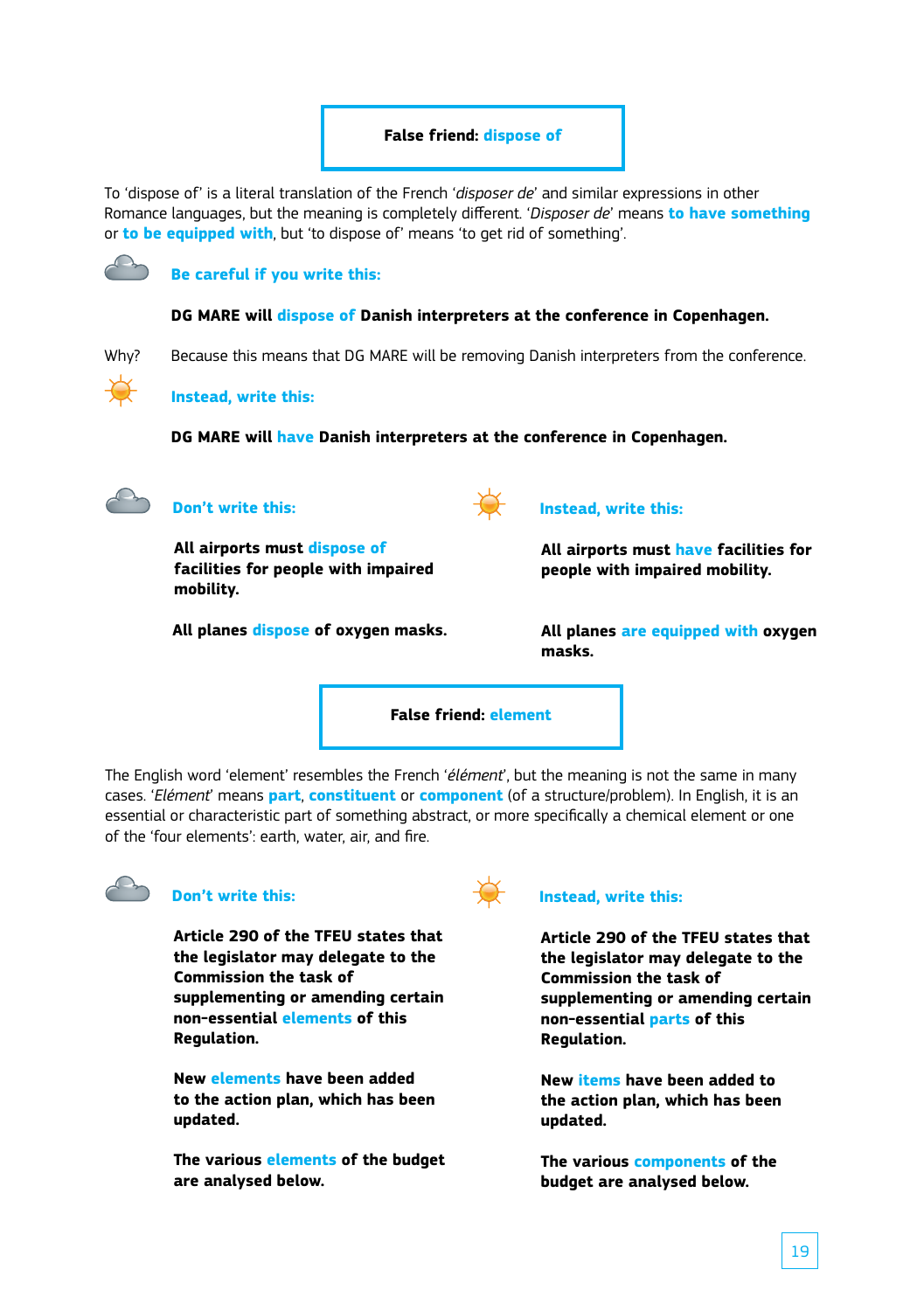## False friend: dispose of

To 'dispose of' is a literal translation of the French '*disposer de*' and similar expressions in other Romance languages, but the meaning is completely different. '*Disposer de*' means **to have something** or **to be equipped with**, but 'to dispose of' means 'to get rid of something'.

**Be careful if you write this:**

**DG MARE will dispose of Danish interpreters at the conference in Copenhagen.**

Why? Because this means that DG MARE will be removing Danish interpreters from the conference.

**Instead, write this:**

**DG MARE will have Danish interpreters at the conference in Copenhagen.**

| Don't write this: | Instead, write this: |
| --- | --- |
| **All airports must dispose of facilities for people with impaired mobility.** | **All airports must have facilities for people with impaired mobility.** |
| **All planes dispose of oxygen masks.** | **All planes are equipped with oxygen masks.** |

## False friend: element

The English word 'element' resembles the French '*élément*', but the meaning is not the same in many cases. '*Elément*' means **part**, **constituent** or **component** (of a structure/problem). In English, it is an essential or characteristic part of something abstract, or more specifically a chemical element or one of the 'four elements': earth, water, air, and fire.

| Don't write this: | Instead, write this: |
| --- | --- |
| **Article 290 of the TFEU states that the legislator may delegate to the Commission the task of supplementing or amending certain non-essential elements of this Regulation.** | **Article 290 of the TFEU states that the legislator may delegate to the Commission the task of supplementing or amending certain non-essential parts of this Regulation.** |
| **New elements have been added to the action plan, which has been updated.** | **New items have been added to the action plan, which has been updated.** |
| **The various elements of the budget are analysed below.** | **The various components of the budget are analysed below.** |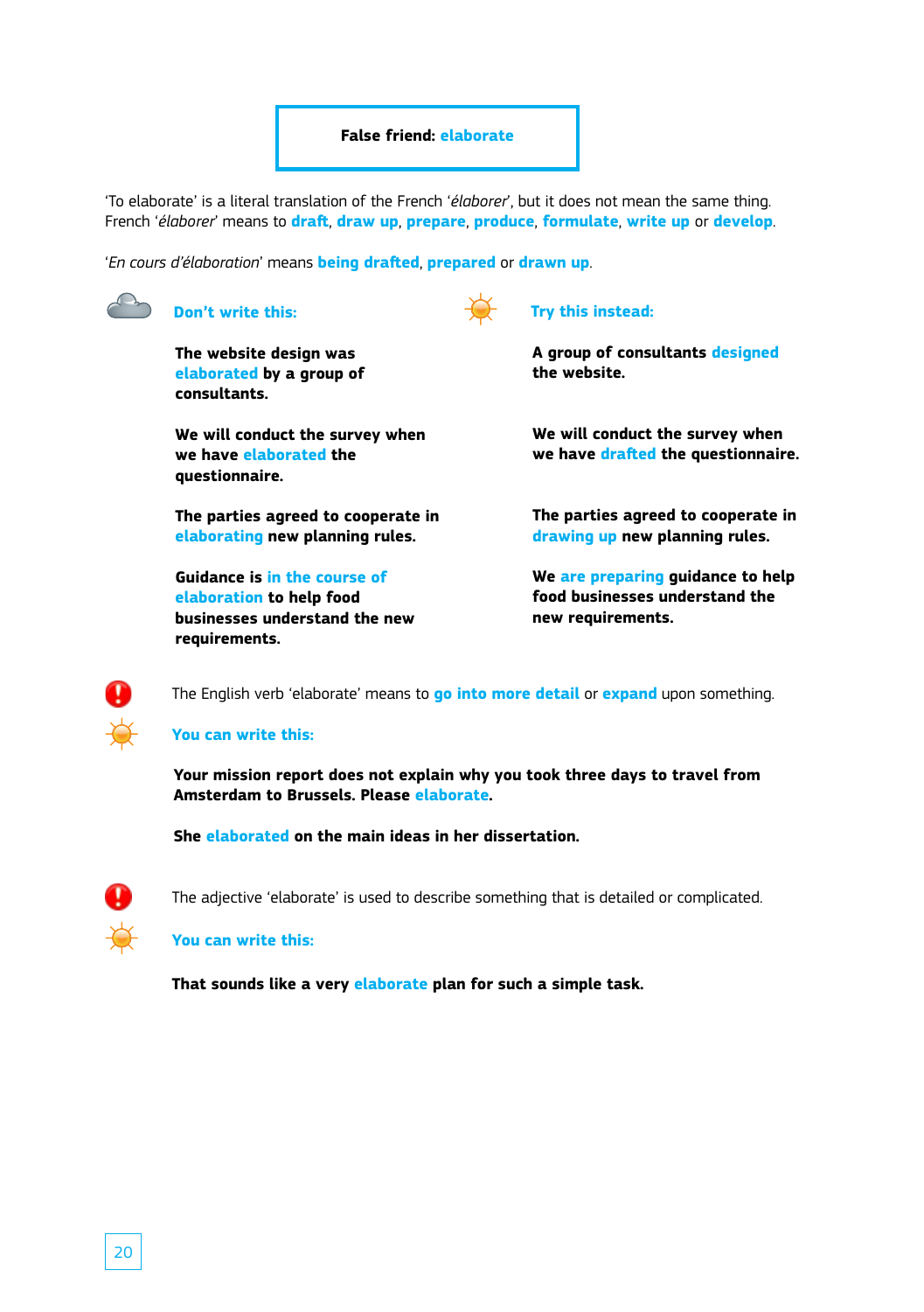## False friend: elaborate

'To elaborate' is a literal translation of the French '*élaborer*', but it does not mean the same thing. French '*élaborer*' means to **draft**, **draw up**, **prepare**, **produce**, **formulate**, **write up** or **develop**.

'*En cours d'élaboration*' means **being drafted**, **prepared** or **drawn up**.

| Don't write this: | Try this instead: |
| --- | --- |
| **The website design was elaborated by a group of consultants.** | **A group of consultants designed the website.** |
| **We will conduct the survey when we have elaborated the questionnaire.** | **We will conduct the survey when we have drafted the questionnaire.** |
| **The parties agreed to cooperate in elaborating new planning rules.** | **The parties agreed to cooperate in drawing up new planning rules.** |
| **Guidance is in the course of elaboration to help food businesses understand the new requirements.** | **We are preparing guidance to help food businesses understand the new requirements.** |

The English verb 'elaborate' means to **go into more detail** or **expand** upon something.

**You can write this:**

**Your mission report does not explain why you took three days to travel from Amsterdam to Brussels. Please elaborate.**

**She elaborated on the main ideas in her dissertation.**

The adjective 'elaborate' is used to describe something that is detailed or complicated.

**You can write this:**

**That sounds like a very elaborate plan for such a simple task.**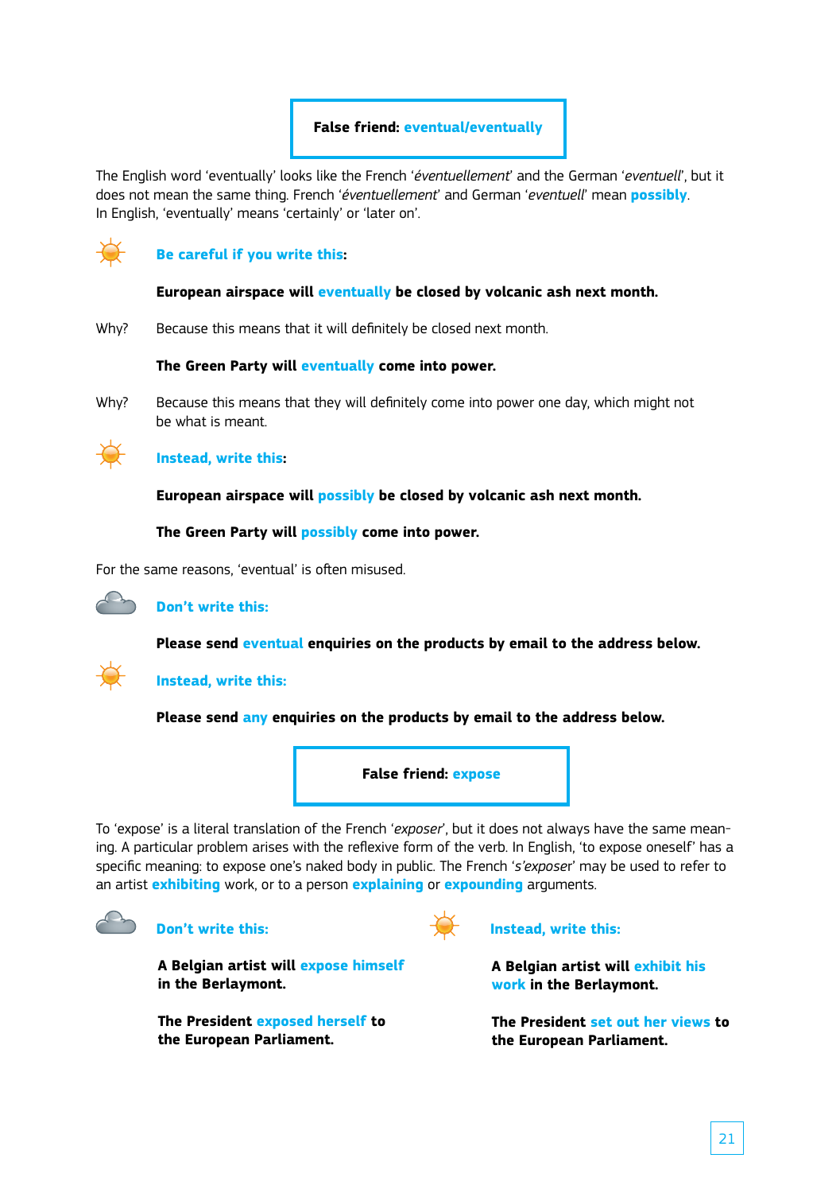## False friend: eventual/eventually

The English word 'eventually' looks like the French '*éventuellement*' and the German '*eventuell*', but it does not mean the same thing. French '*éventuellement*' and German '*eventuell*' mean **possibly**. In English, 'eventually' means 'certainly' or 'later on'.

**Be careful if you write this:**

**European airspace will eventually be closed by volcanic ash next month.**

Why? Because this means that it will definitely be closed next month.

**The Green Party will eventually come into power.**

Why? Because this means that they will definitely come into power one day, which might not be what is meant.

**Instead, write this:**

**European airspace will possibly be closed by volcanic ash next month.**

**The Green Party will possibly come into power.**

For the same reasons, 'eventual' is often misused.

**Don't write this:**

**Please send eventual enquiries on the products by email to the address below.**

**Instead, write this:**

**Please send any enquiries on the products by email to the address below.**

## False friend: expose

To 'expose' is a literal translation of the French '*exposer*', but it does not always have the same meaning. A particular problem arises with the reflexive form of the verb. In English, 'to expose oneself' has a specific meaning: to expose one's naked body in public. The French '*s'exposer*' may be used to refer to an artist **exhibiting** work, or to a person **explaining** or **expounding** arguments.

**Don't write this:**

**A Belgian artist will expose himself in the Berlaymont.**

**The President exposed herself to the European Parliament.**

**Instead, write this:**

**A Belgian artist will exhibit his work in the Berlaymont.**

**The President set out her views to the European Parliament.**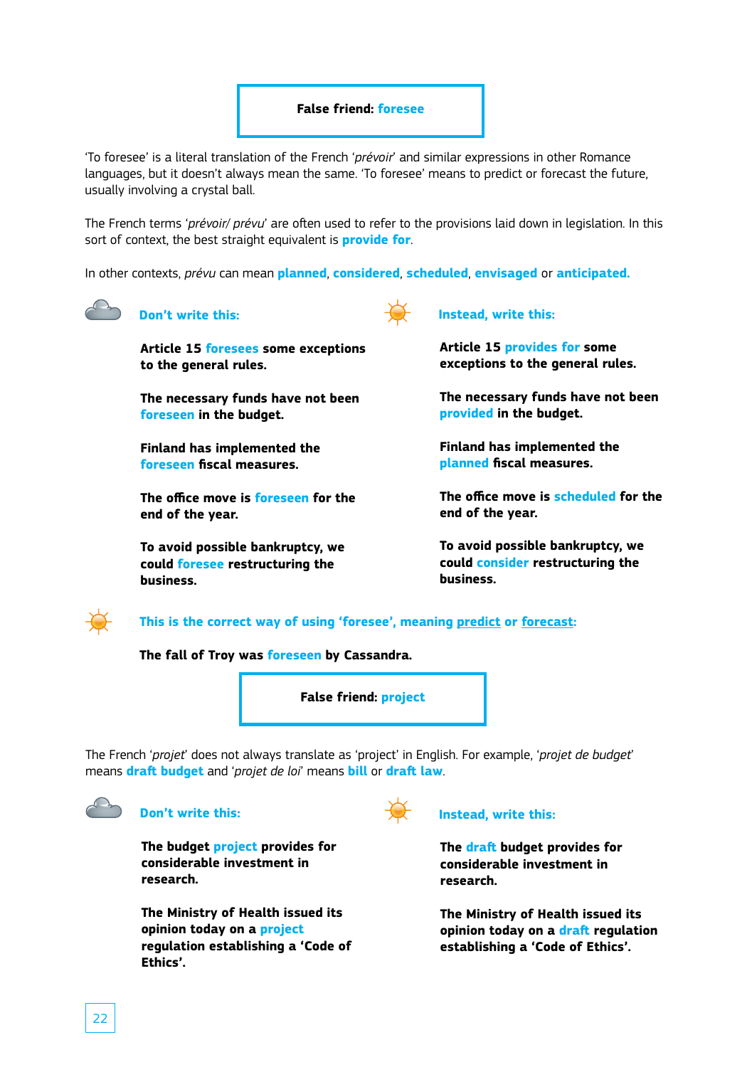## False friend: foresee

'To foresee' is a literal translation of the French '*prévoir*' and similar expressions in other Romance languages, but it doesn't always mean the same. 'To foresee' means to predict or forecast the future, usually involving a crystal ball.

The French terms '*prévoir/ prévu*' are often used to refer to the provisions laid down in legislation. In this sort of context, the best straight equivalent is **provide for**.

In other contexts, *prévu* can mean **planned**, **considered**, **scheduled**, **envisaged** or **anticipated.**

| Don't write this: | Instead, write this: |
| --- | --- |
| **Article 15 foresees some exceptions to the general rules.** | **Article 15 provides for some exceptions to the general rules.** |
| **The necessary funds have not been foreseen in the budget.** | **The necessary funds have not been provided in the budget.** |
| **Finland has implemented the foreseen fiscal measures.** | **Finland has implemented the planned fiscal measures.** |
| **The office move is foreseen for the end of the year.** | **The office move is scheduled for the end of the year.** |
| **To avoid possible bankruptcy, we could foresee restructuring the business.** | **To avoid possible bankruptcy, we could consider restructuring the business.** |

**This is the correct way of using 'foresee', meaning predict or forecast:**

**The fall of Troy was foreseen by Cassandra.**

## False friend: project

The French '*projet*' does not always translate as 'project' in English. For example, '*projet de budget*' means **draft budget** and '*projet de loi*' means **bill** or **draft law**.

| Don't write this: | Instead, write this: |
| --- | --- |
| **The budget project provides for considerable investment in research.** | **The draft budget provides for considerable investment in research.** |
| **The Ministry of Health issued its opinion today on a project regulation establishing a 'Code of Ethics'.** | **The Ministry of Health issued its opinion today on a draft regulation establishing a 'Code of Ethics'.** |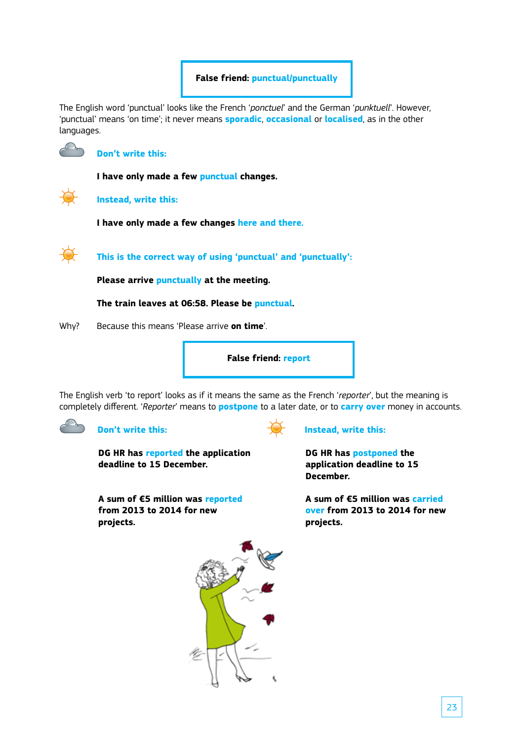## False friend: punctual/punctually

The English word 'punctual' looks like the French '*ponctuel*' and the German '*punktuell*'. However, 'punctual' means 'on time'; it never means **sporadic**, **occasional** or **localised**, as in the other languages.

**Don't write this:**

**I have only made a few punctual changes.**

**Instead, write this:**

**I have only made a few changes here and there.**

**This is the correct way of using 'punctual' and 'punctually':**

**Please arrive punctually at the meeting.**

**The train leaves at 06:58. Please be punctual.**

Why? Because this means 'Please arrive **on time**'.

## False friend: report

The English verb 'to report' looks as if it means the same as the French '*reporter*', but the meaning is completely different. '*Reporter*' means to **postpone** to a later date, or to **carry over** money in accounts.

**Don't write this:**

**DG HR has reported the application deadline to 15 December.**

**A sum of €5 million was reported from 2013 to 2014 for new projects.**

**Instead, write this:**

**DG HR has postponed the application deadline to 15 December.**

**A sum of €5 million was carried over from 2013 to 2014 for new projects.**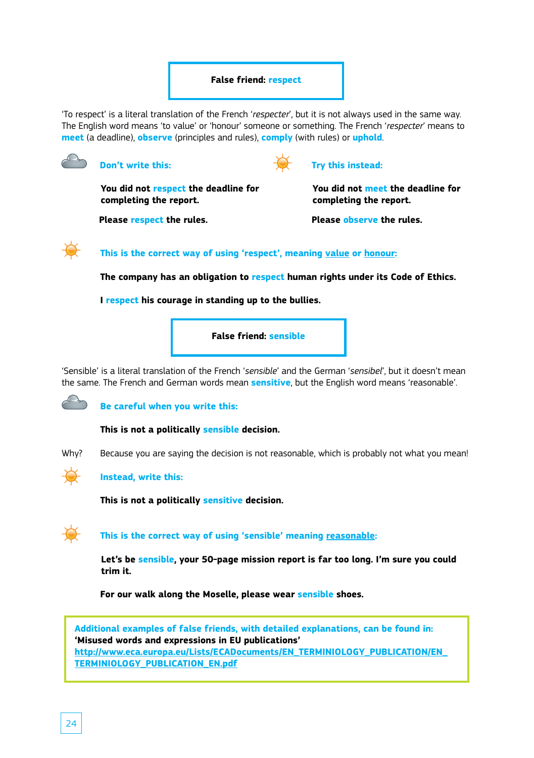## False friend: respect

'To respect' is a literal translation of the French '*respecter*', but it is not always used in the same way. The English word means 'to value' or 'honour' someone or something. The French '*respecter*' means to **meet** (a deadline), **observe** (principles and rules), **comply** (with rules) or **uphold**.

**Don't write this:**

**You did not respect the deadline for completing the report.**

**Please respect the rules.**

**Try this instead:**

**You did not meet the deadline for completing the report.**

**Please observe the rules.**

**This is the correct way of using 'respect', meaning value or honour:**

**The company has an obligation to respect human rights under its Code of Ethics.**

**I respect his courage in standing up to the bullies.**

## False friend: sensible

'Sensible' is a literal translation of the French '*sensible*' and the German '*sensibel*', but it doesn't mean the same. The French and German words mean **sensitive**, but the English word means 'reasonable'.

**Be careful when you write this:**

**This is not a politically sensible decision.**

Why? Because you are saying the decision is not reasonable, which is probably not what you mean!

**Instead, write this:**

**This is not a politically sensitive decision.**

**This is the correct way of using 'sensible' meaning reasonable:**

**Let's be sensible, your 50-page mission report is far too long. I'm sure you could trim it.**

**For our walk along the Moselle, please wear sensible shoes.**

**Additional examples of false friends, with detailed explanations, can be found in:**
**'Misused words and expressions in EU publications'**
http://www.eca.europa.eu/Lists/ECADocuments/EN_TERMINIOLOGY_PUBLICATION/EN_TERMINIOLOGY_PUBLICATION_EN.pdf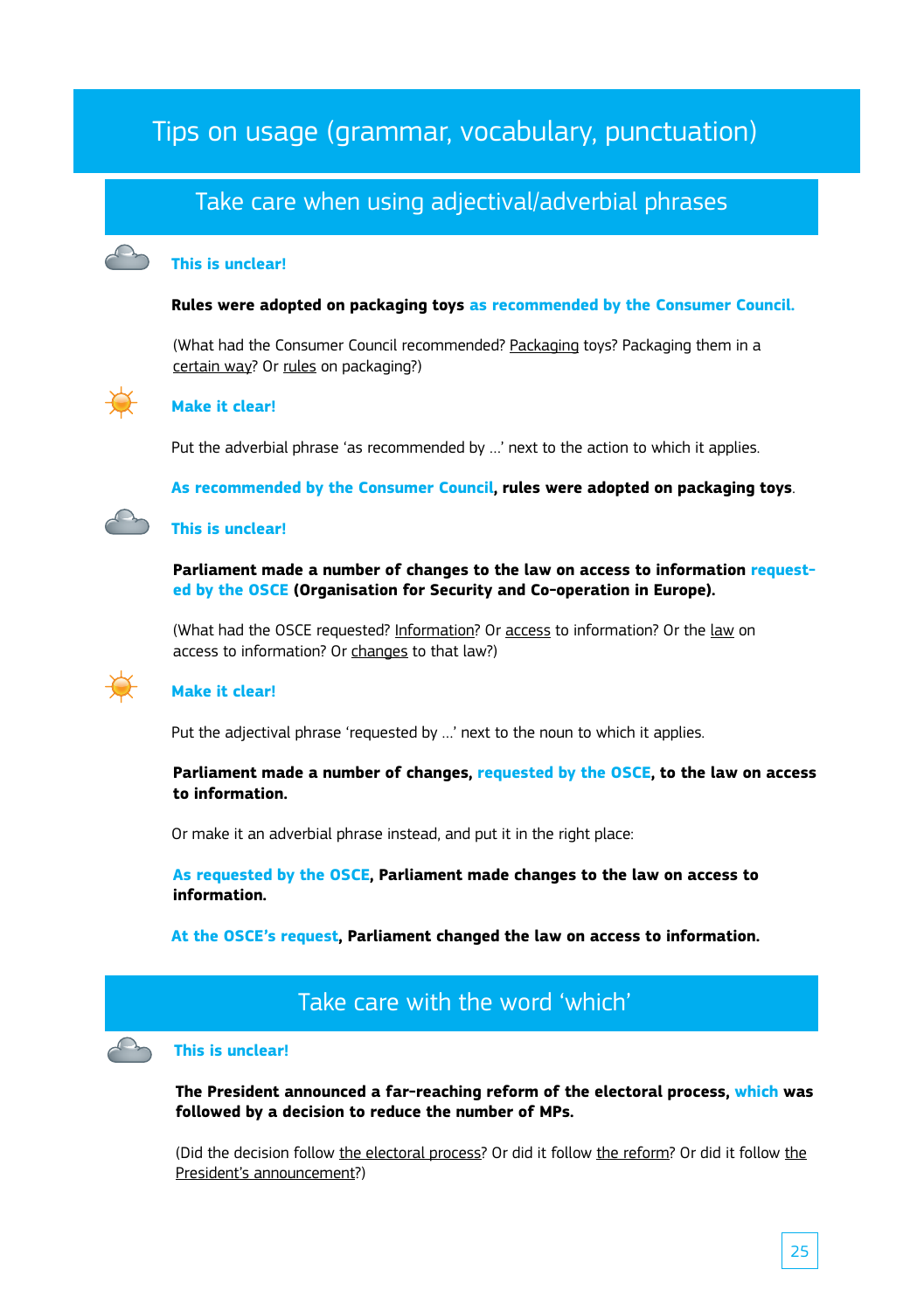# Tips on usage (grammar, vocabulary, punctuation)

## Take care when using adjectival/adverbial phrases

**This is unclear!**

**Rules were adopted on packaging toys as recommended by the Consumer Council.**

(What had the Consumer Council recommended? Packaging toys? Packaging them in a certain way? Or rules on packaging?)

**Make it clear!**

Put the adverbial phrase 'as recommended by …' next to the action to which it applies.

**As recommended by the Consumer Council, rules were adopted on packaging toys**.

**This is unclear!**

**Parliament made a number of changes to the law on access to information requested by the OSCE (Organisation for Security and Co-operation in Europe).**

(What had the OSCE requested? Information? Or access to information? Or the law on access to information? Or changes to that law?)

**Make it clear!**

Put the adjectival phrase 'requested by …' next to the noun to which it applies.

**Parliament made a number of changes, requested by the OSCE, to the law on access to information.**

Or make it an adverbial phrase instead, and put it in the right place:

**As requested by the OSCE, Parliament made changes to the law on access to information.**

**At the OSCE's request, Parliament changed the law on access to information.**

## Take care with the word 'which'

**This is unclear!**

**The President announced a far-reaching reform of the electoral process, which was followed by a decision to reduce the number of MPs.**

(Did the decision follow the electoral process? Or did it follow the reform? Or did it follow the President's announcement?)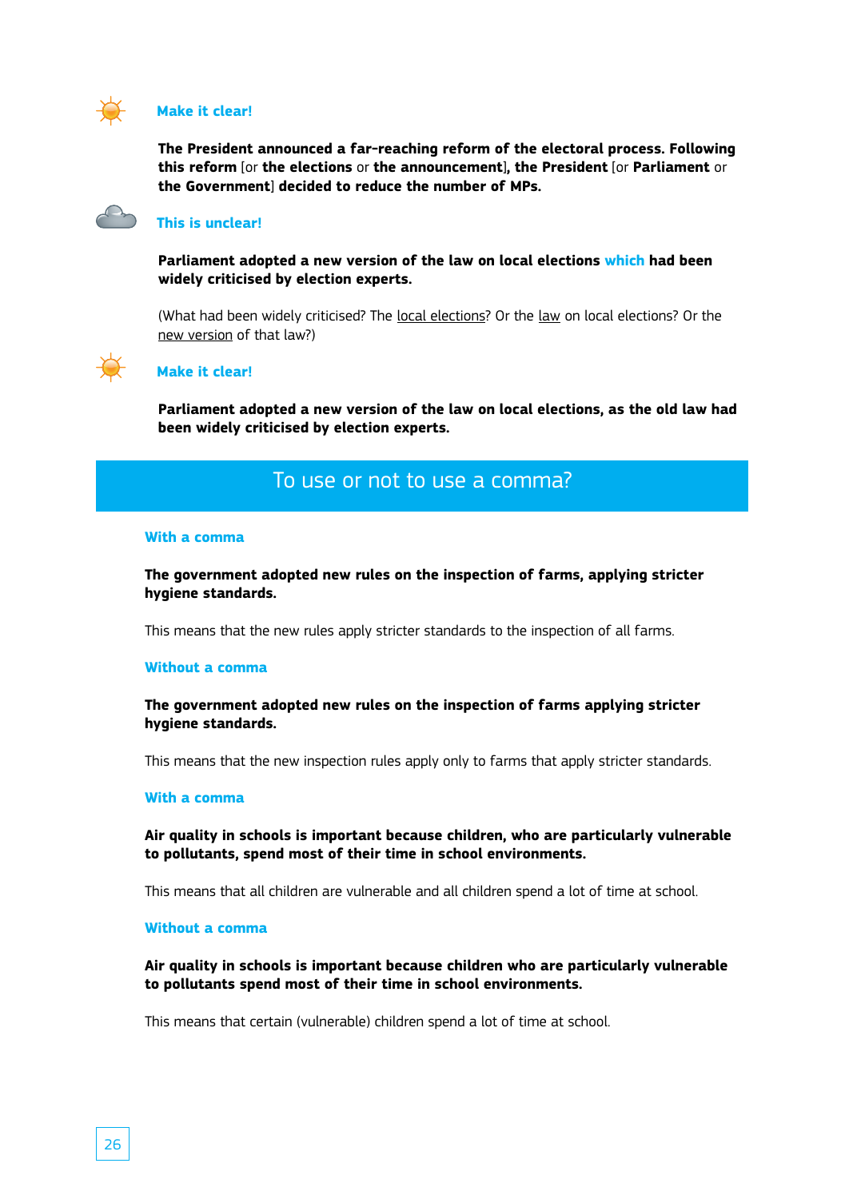**Make it clear!**

**The President announced a far-reaching reform of the electoral process. Following this reform** [or **the elections** or **the announcement**]**, the President** [or **Parliament** or **the Government**] **decided to reduce the number of MPs.**

**This is unclear!**

**Parliament adopted a new version of the law on local elections which had been widely criticised by election experts.**

(What had been widely criticised? The local elections? Or the law on local elections? Or the new version of that law?)

**Make it clear!**

**Parliament adopted a new version of the law on local elections, as the old law had been widely criticised by election experts.**

## To use or not to use a comma?

**With a comma**

**The government adopted new rules on the inspection of farms, applying stricter hygiene standards.**

This means that the new rules apply stricter standards to the inspection of all farms.

**Without a comma**

**The government adopted new rules on the inspection of farms applying stricter hygiene standards.**

This means that the new inspection rules apply only to farms that apply stricter standards.

**With a comma**

**Air quality in schools is important because children, who are particularly vulnerable to pollutants, spend most of their time in school environments.**

This means that all children are vulnerable and all children spend a lot of time at school.

**Without a comma**

**Air quality in schools is important because children who are particularly vulnerable to pollutants spend most of their time in school environments.**

This means that certain (vulnerable) children spend a lot of time at school.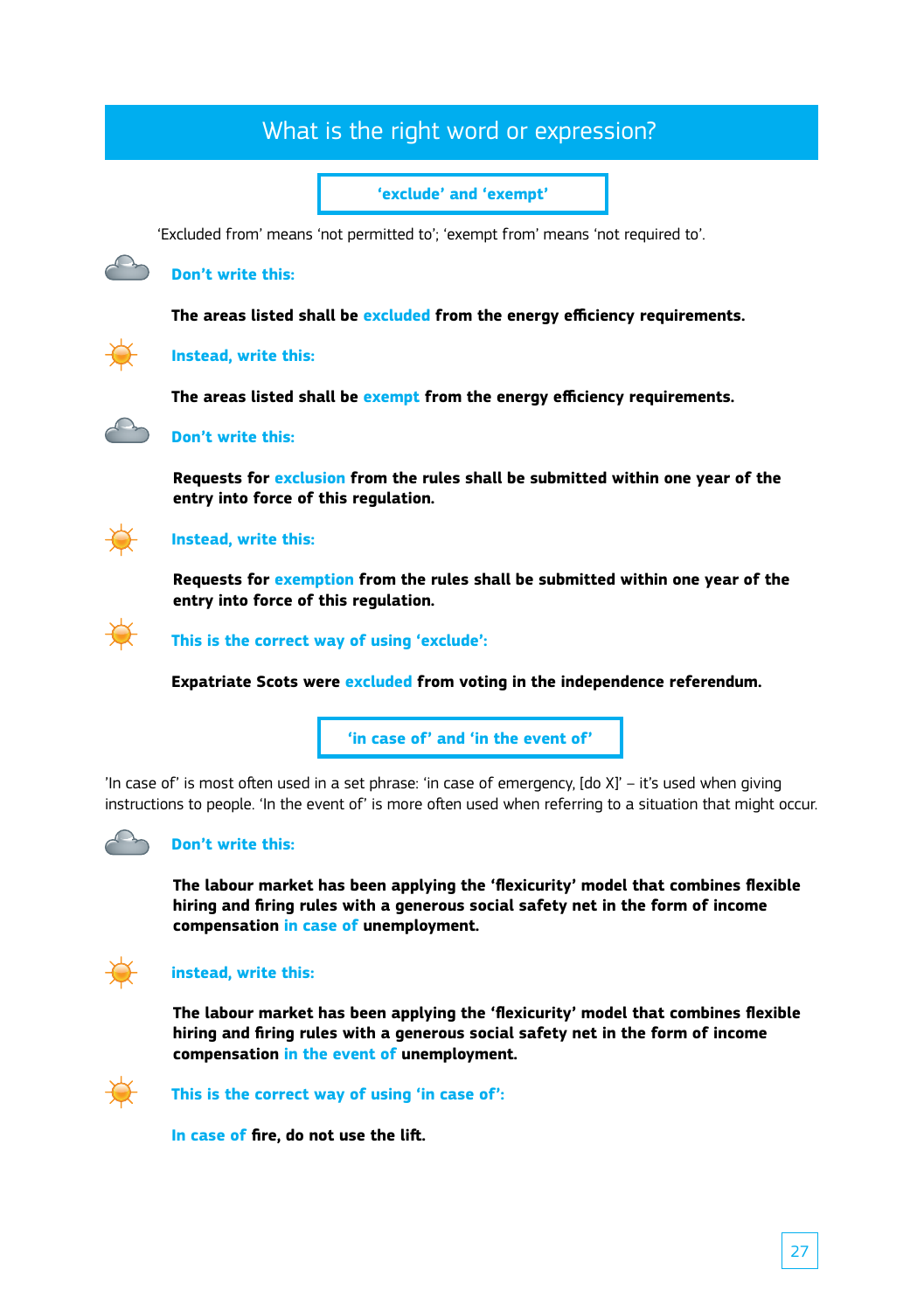## What is the right word or expression?

### 'exclude' and 'exempt'

'Excluded from' means 'not permitted to'; 'exempt from' means 'not required to'.

**Don't write this:**

**The areas listed shall be excluded from the energy efficiency requirements.**

**Instead, write this:**

**The areas listed shall be exempt from the energy efficiency requirements.**

**Don't write this:**

**Requests for exclusion from the rules shall be submitted within one year of the entry into force of this regulation.**

**Instead, write this:**

**Requests for exemption from the rules shall be submitted within one year of the entry into force of this regulation.**

**This is the correct way of using 'exclude':**

**Expatriate Scots were excluded from voting in the independence referendum.**

### 'in case of' and 'in the event of'

'In case of' is most often used in a set phrase: 'in case of emergency, [do X]' – it's used when giving instructions to people. 'In the event of' is more often used when referring to a situation that might occur.

**Don't write this:**

**The labour market has been applying the 'flexicurity' model that combines flexible hiring and firing rules with a generous social safety net in the form of income compensation in case of unemployment.**

**instead, write this:**

**The labour market has been applying the 'flexicurity' model that combines flexible hiring and firing rules with a generous social safety net in the form of income compensation in the event of unemployment.**

**This is the correct way of using 'in case of':**

**In case of fire, do not use the lift.**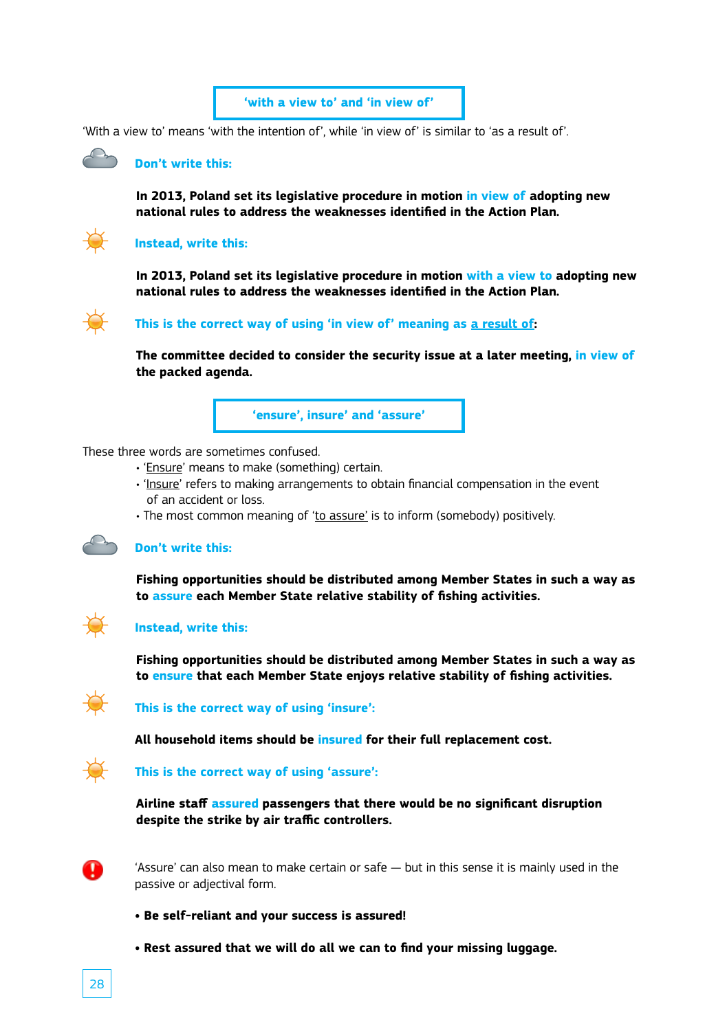## 'with a view to' and 'in view of'

'With a view to' means 'with the intention of', while 'in view of' is similar to 'as a result of'.

**Don't write this:**

**In 2013, Poland set its legislative procedure in motion in view of adopting new national rules to address the weaknesses identified in the Action Plan.**

**Instead, write this:**

**In 2013, Poland set its legislative procedure in motion with a view to adopting new national rules to address the weaknesses identified in the Action Plan.**

**This is the correct way of using 'in view of' meaning as a result of:**

**The committee decided to consider the security issue at a later meeting, in view of the packed agenda.**

## 'ensure', insure' and 'assure'

These three words are sometimes confused.

- 'Ensure' means to make (something) certain.
- 'Insure' refers to making arrangements to obtain financial compensation in the event of an accident or loss.
- The most common meaning of 'to assure' is to inform (somebody) positively.

**Don't write this:**

**Fishing opportunities should be distributed among Member States in such a way as to assure each Member State relative stability of fishing activities.**

**Instead, write this:**

**Fishing opportunities should be distributed among Member States in such a way as to ensure that each Member State enjoys relative stability of fishing activities.**

**This is the correct way of using 'insure':**

**All household items should be insured for their full replacement cost.**

**This is the correct way of using 'assure':**

**Airline staff assured passengers that there would be no significant disruption despite the strike by air traffic controllers.**

'Assure' can also mean to make certain or safe — but in this sense it is mainly used in the passive or adjectival form.

- **Be self-reliant and your success is assured!**
- **Rest assured that we will do all we can to find your missing luggage.**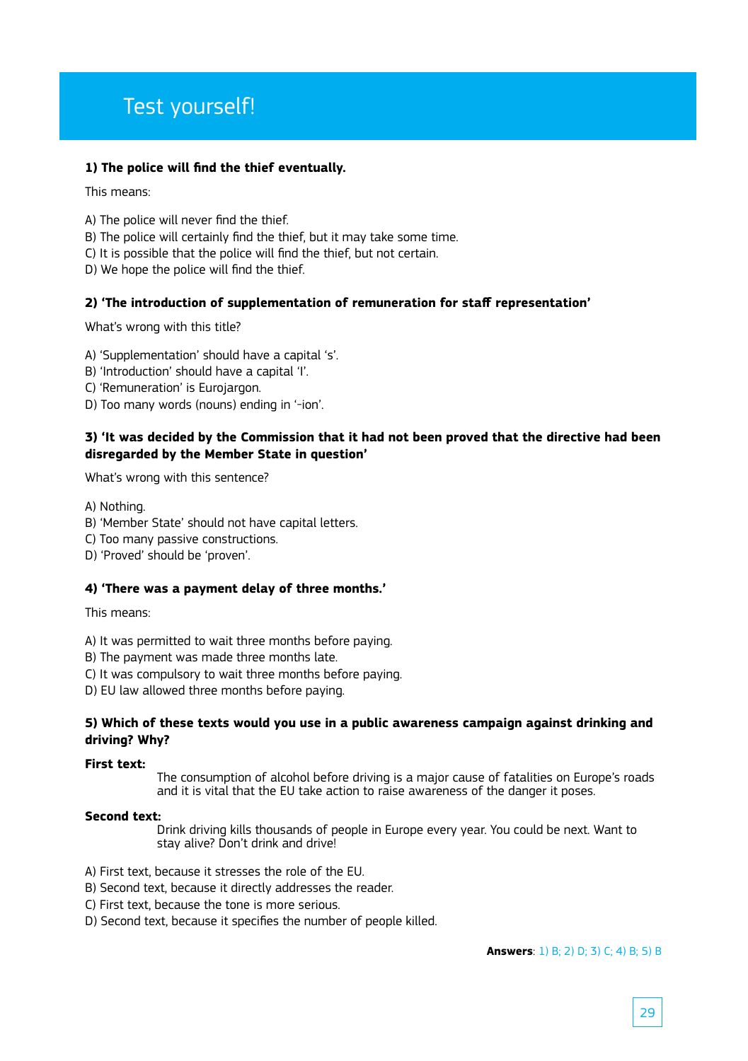# Test yourself!

**1) The police will find the thief eventually.**

This means:

A) The police will never find the thief.
B) The police will certainly find the thief, but it may take some time.
C) It is possible that the police will find the thief, but not certain.
D) We hope the police will find the thief.

**2) 'The introduction of supplementation of remuneration for staff representation'**

What's wrong with this title?

A) 'Supplementation' should have a capital 's'.
B) 'Introduction' should have a capital 'I'.
C) 'Remuneration' is Eurojargon.
D) Too many words (nouns) ending in '-ion'.

**3) 'It was decided by the Commission that it had not been proved that the directive had been disregarded by the Member State in question'**

What's wrong with this sentence?

A) Nothing.
B) 'Member State' should not have capital letters.
C) Too many passive constructions.
D) 'Proved' should be 'proven'.

**4) 'There was a payment delay of three months.'**

This means:

A) It was permitted to wait three months before paying.
B) The payment was made three months late.
C) It was compulsory to wait three months before paying.
D) EU law allowed three months before paying.

**5) Which of these texts would you use in a public awareness campaign against drinking and driving? Why?**

**First text:**

The consumption of alcohol before driving is a major cause of fatalities on Europe's roads and it is vital that the EU take action to raise awareness of the danger it poses.

**Second text:**

Drink driving kills thousands of people in Europe every year. You could be next. Want to stay alive? Don't drink and drive!

A) First text, because it stresses the role of the EU.
B) Second text, because it directly addresses the reader.
C) First text, because the tone is more serious.
D) Second text, because it specifies the number of people killed.

**Answers**: 1) B; 2) D; 3) C; 4) B; 5) B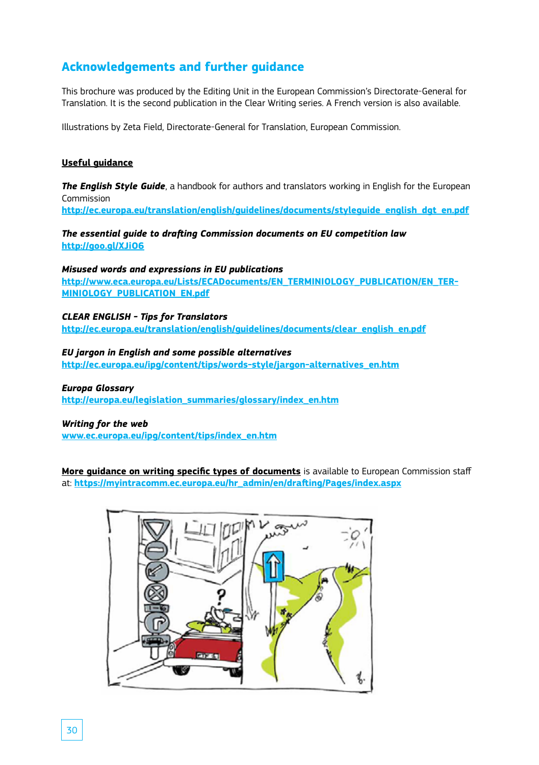## Acknowledgements and further guidance

This brochure was produced by the Editing Unit in the European Commission's Directorate-General for Translation. It is the second publication in the Clear Writing series. A French version is also available.

Illustrations by Zeta Field, Directorate-General for Translation, European Commission.

**Useful guidance**

***The English Style Guide***, a handbook for authors and translators working in English for the European Commission
**http://ec.europa.eu/translation/english/guidelines/documents/styleguide_english_dgt_en.pdf**

***The essential guide to drafting Commission documents on EU competition law***
**http://goo.gl/XJiO6**

***Misused words and expressions in EU publications***
**http://www.eca.europa.eu/Lists/ECADocuments/EN_TERMINIOLOGY_PUBLICATION/EN_TERMINIOLOGY_PUBLICATION_EN.pdf**

***CLEAR ENGLISH - Tips for Translators***
**http://ec.europa.eu/translation/english/guidelines/documents/clear_english_en.pdf**

***EU jargon in English and some possible alternatives***
**http://ec.europa.eu/ipg/content/tips/words-style/jargon-alternatives_en.htm**

***Europa Glossary***
**http://europa.eu/legislation_summaries/glossary/index_en.htm**

***Writing for the web***
**www.ec.europa.eu/ipg/content/tips/index_en.htm**

**More guidance on writing specific types of documents** is available to European Commission staff at: **https://myintracomm.ec.europa.eu/hr_admin/en/drafting/Pages/index.aspx**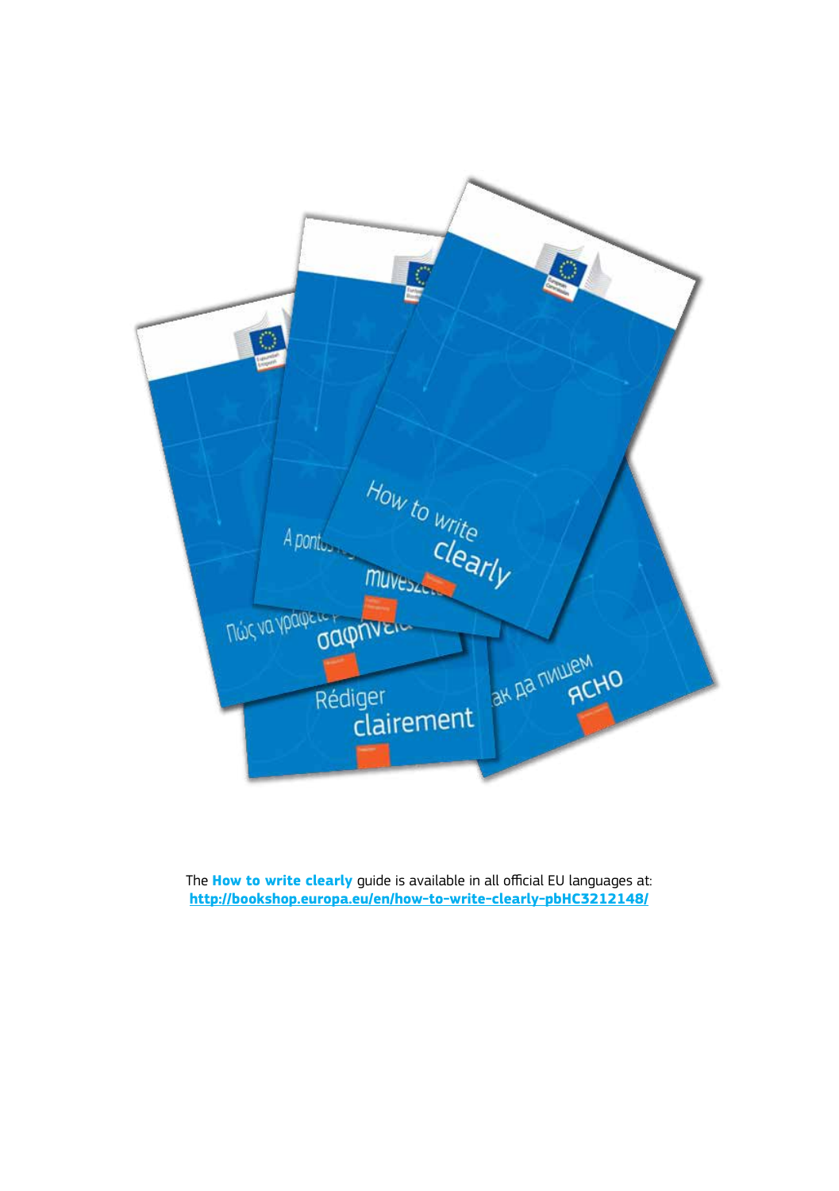The **How to write clearly** guide is available in all official EU languages at: **http://bookshop.europa.eu/en/how-to-write-clearly-pbHC3212148/**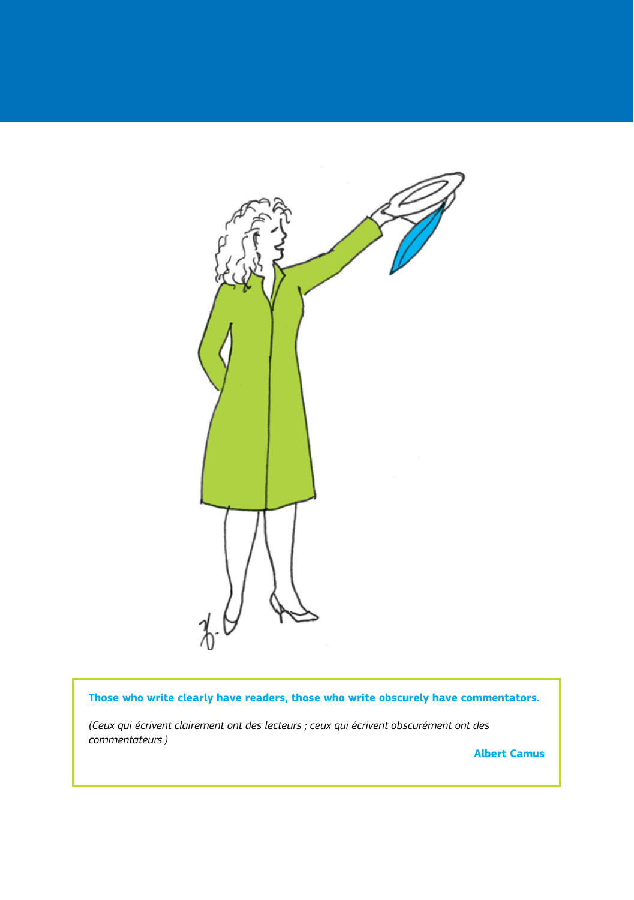**Those who write clearly have readers, those who write obscurely have commentators.**

*(Ceux qui écrivent clairement ont des lecteurs ; ceux qui écrivent obscurément ont des commentateurs.)*

**Albert Camus**